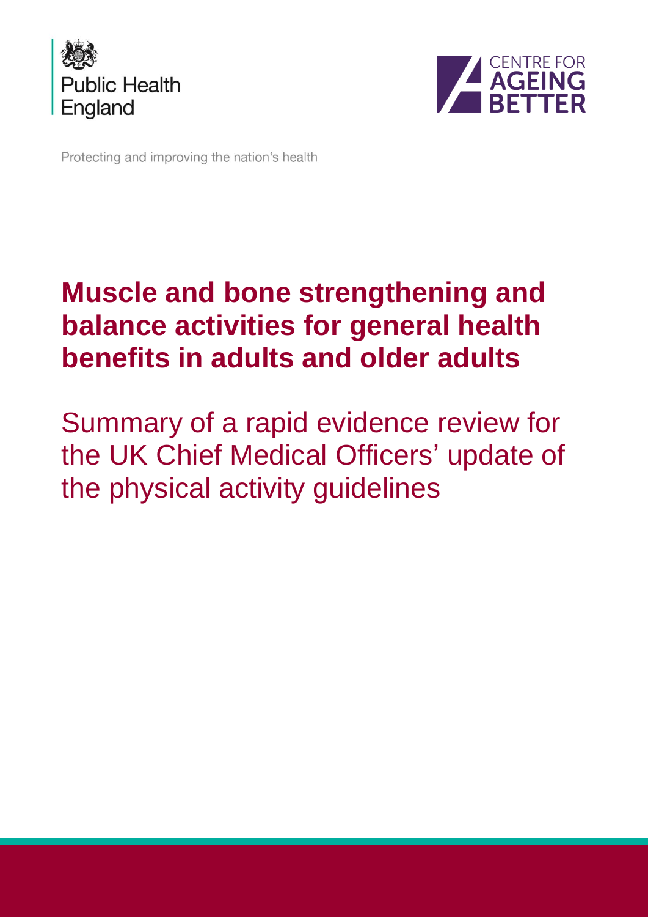Public Health England

CENTRE FOR AGEING BETTER

Protecting and improving the nation's health

# Muscle and bone strengthening and balance activities for general health benefits in adults and older adults

## Summary of a rapid evidence review for the UK Chief Medical Officers' update of the physical activity guidelines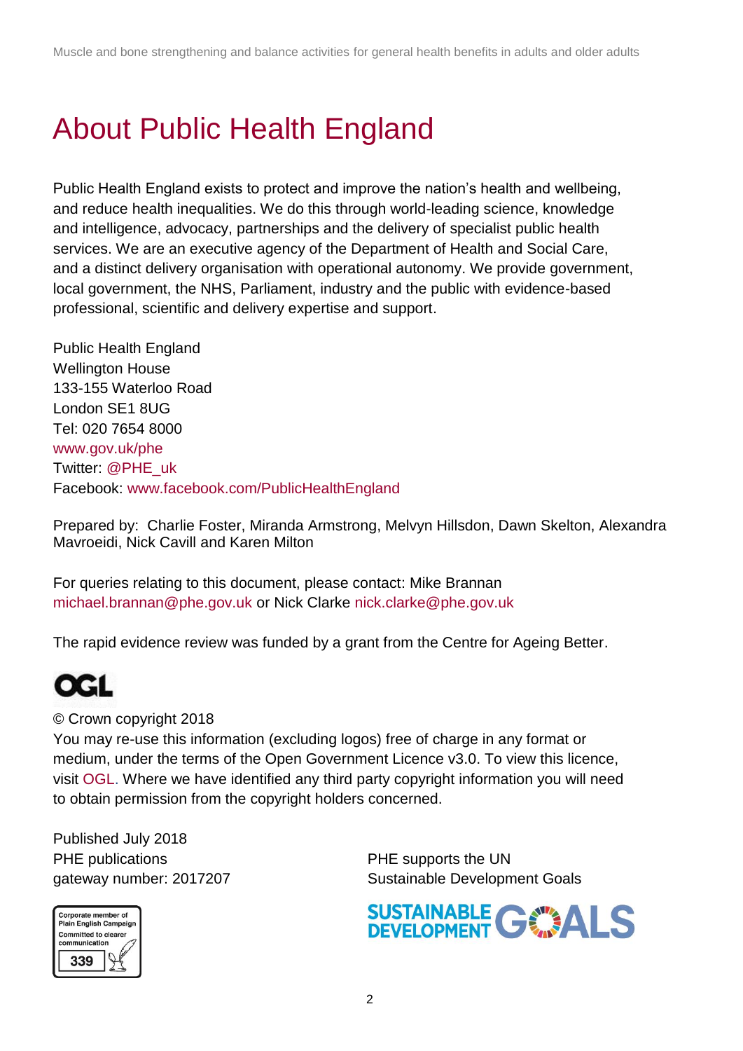# About Public Health England

Public Health England exists to protect and improve the nation's health and wellbeing, and reduce health inequalities. We do this through world-leading science, knowledge and intelligence, advocacy, partnerships and the delivery of specialist public health services. We are an executive agency of the Department of Health and Social Care, and a distinct delivery organisation with operational autonomy. We provide government, local government, the NHS, Parliament, industry and the public with evidence-based professional, scientific and delivery expertise and support.

Public Health England
Wellington House
133-155 Waterloo Road
London SE1 8UG
Tel: 020 7654 8000
www.gov.uk/phe
Twitter: @PHE_uk
Facebook: www.facebook.com/PublicHealthEngland

Prepared by: Charlie Foster, Miranda Armstrong, Melvyn Hillsdon, Dawn Skelton, Alexandra Mavroeidi, Nick Cavill and Karen Milton

For queries relating to this document, please contact: Mike Brannan michael.brannan@phe.gov.uk or Nick Clarke nick.clarke@phe.gov.uk

The rapid evidence review was funded by a grant from the Centre for Ageing Better.

OGL

© Crown copyright 2018
You may re-use this information (excluding logos) free of charge in any format or medium, under the terms of the Open Government Licence v3.0. To view this licence, visit OGL. Where we have identified any third party copyright information you will need to obtain permission from the copyright holders concerned.

Published July 2018
PHE publications
gateway number: 2017207

PHE supports the UN
Sustainable Development Goals

Corporate member of Plain English Campaign
Committed to clearer communication
339

SUSTAINABLE DEVELOPMENT GOALS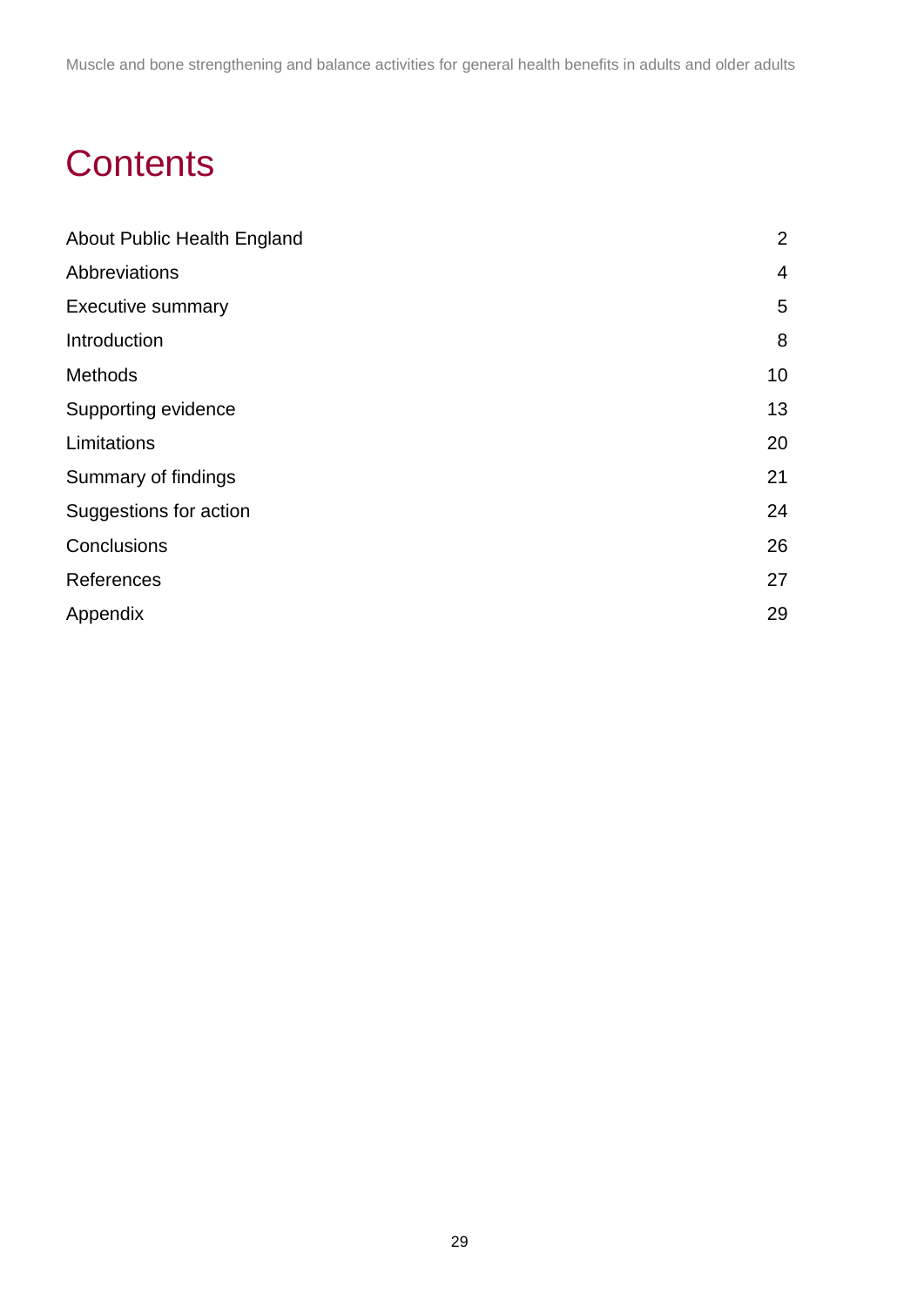# Contents

| | |
|---|---|
| About Public Health England | 2 |
| Abbreviations | 4 |
| Executive summary | 5 |
| Introduction | 8 |
| Methods | 10 |
| Supporting evidence | 13 |
| Limitations | 20 |
| Summary of findings | 21 |
| Suggestions for action | 24 |
| Conclusions | 26 |
| References | 27 |
| Appendix | 29 |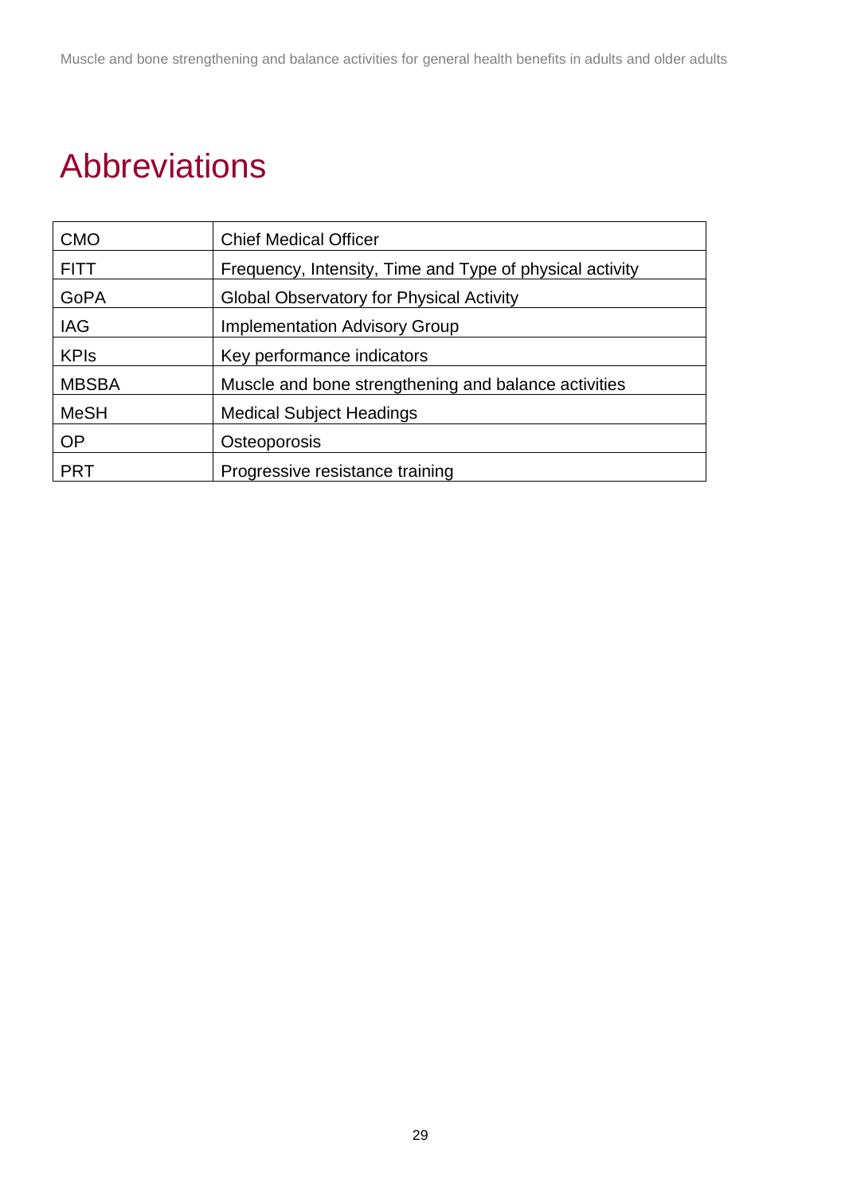# Abbreviations

| | |
|---|---|
| CMO | Chief Medical Officer |
| FITT | Frequency, Intensity, Time and Type of physical activity |
| GoPA | Global Observatory for Physical Activity |
| IAG | Implementation Advisory Group |
| KPIs | Key performance indicators |
| MBSBA | Muscle and bone strengthening and balance activities |
| MeSH | Medical Subject Headings |
| OP | Osteoporosis |
| PRT | Progressive resistance training |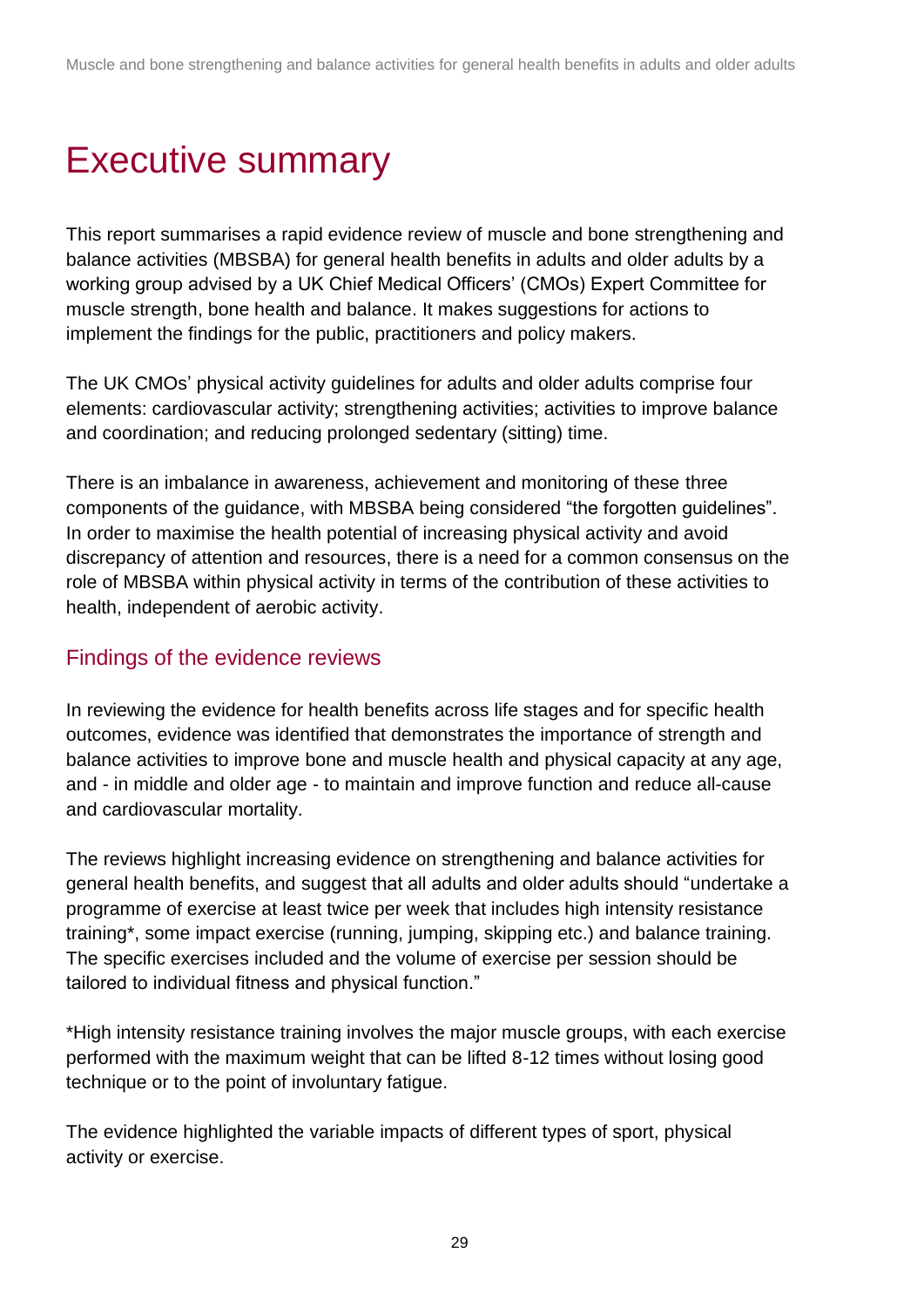# Executive summary

This report summarises a rapid evidence review of muscle and bone strengthening and balance activities (MBSBA) for general health benefits in adults and older adults by a working group advised by a UK Chief Medical Officers' (CMOs) Expert Committee for muscle strength, bone health and balance. It makes suggestions for actions to implement the findings for the public, practitioners and policy makers.

The UK CMOs' physical activity guidelines for adults and older adults comprise four elements: cardiovascular activity; strengthening activities; activities to improve balance and coordination; and reducing prolonged sedentary (sitting) time.

There is an imbalance in awareness, achievement and monitoring of these three components of the guidance, with MBSBA being considered "the forgotten guidelines". In order to maximise the health potential of increasing physical activity and avoid discrepancy of attention and resources, there is a need for a common consensus on the role of MBSBA within physical activity in terms of the contribution of these activities to health, independent of aerobic activity.

## Findings of the evidence reviews

In reviewing the evidence for health benefits across life stages and for specific health outcomes, evidence was identified that demonstrates the importance of strength and balance activities to improve bone and muscle health and physical capacity at any age, and - in middle and older age - to maintain and improve function and reduce all-cause and cardiovascular mortality.

The reviews highlight increasing evidence on strengthening and balance activities for general health benefits, and suggest that all adults and older adults should "undertake a programme of exercise at least twice per week that includes high intensity resistance training*, some impact exercise (running, jumping, skipping etc.) and balance training. The specific exercises included and the volume of exercise per session should be tailored to individual fitness and physical function."

*High intensity resistance training involves the major muscle groups, with each exercise performed with the maximum weight that can be lifted 8-12 times without losing good technique or to the point of involuntary fatigue.

The evidence highlighted the variable impacts of different types of sport, physical activity or exercise.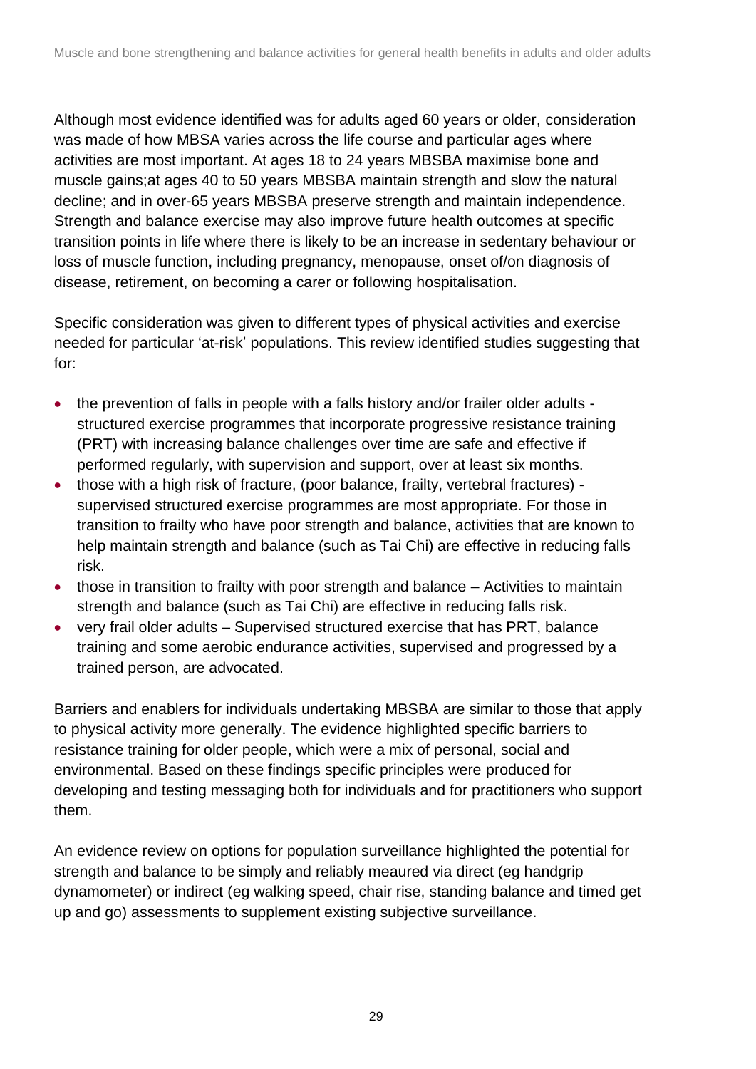Although most evidence identified was for adults aged 60 years or older, consideration was made of how MBSA varies across the life course and particular ages where activities are most important. At ages 18 to 24 years MBSBA maximise bone and muscle gains;at ages 40 to 50 years MBSBA maintain strength and slow the natural decline; and in over-65 years MBSBA preserve strength and maintain independence. Strength and balance exercise may also improve future health outcomes at specific transition points in life where there is likely to be an increase in sedentary behaviour or loss of muscle function, including pregnancy, menopause, onset of/on diagnosis of disease, retirement, on becoming a carer or following hospitalisation.

Specific consideration was given to different types of physical activities and exercise needed for particular 'at-risk' populations. This review identified studies suggesting that for:

- the prevention of falls in people with a falls history and/or frailer older adults - structured exercise programmes that incorporate progressive resistance training (PRT) with increasing balance challenges over time are safe and effective if performed regularly, with supervision and support, over at least six months.
- those with a high risk of fracture, (poor balance, frailty, vertebral fractures) - supervised structured exercise programmes are most appropriate. For those in transition to frailty who have poor strength and balance, activities that are known to help maintain strength and balance (such as Tai Chi) are effective in reducing falls risk.
- those in transition to frailty with poor strength and balance – Activities to maintain strength and balance (such as Tai Chi) are effective in reducing falls risk.
- very frail older adults – Supervised structured exercise that has PRT, balance training and some aerobic endurance activities, supervised and progressed by a trained person, are advocated.

Barriers and enablers for individuals undertaking MBSBA are similar to those that apply to physical activity more generally. The evidence highlighted specific barriers to resistance training for older people, which were a mix of personal, social and environmental. Based on these findings specific principles were produced for developing and testing messaging both for individuals and for practitioners who support them.

An evidence review on options for population surveillance highlighted the potential for strength and balance to be simply and reliably meaured via direct (eg handgrip dynamometer) or indirect (eg walking speed, chair rise, standing balance and timed get up and go) assessments to supplement existing subjective surveillance.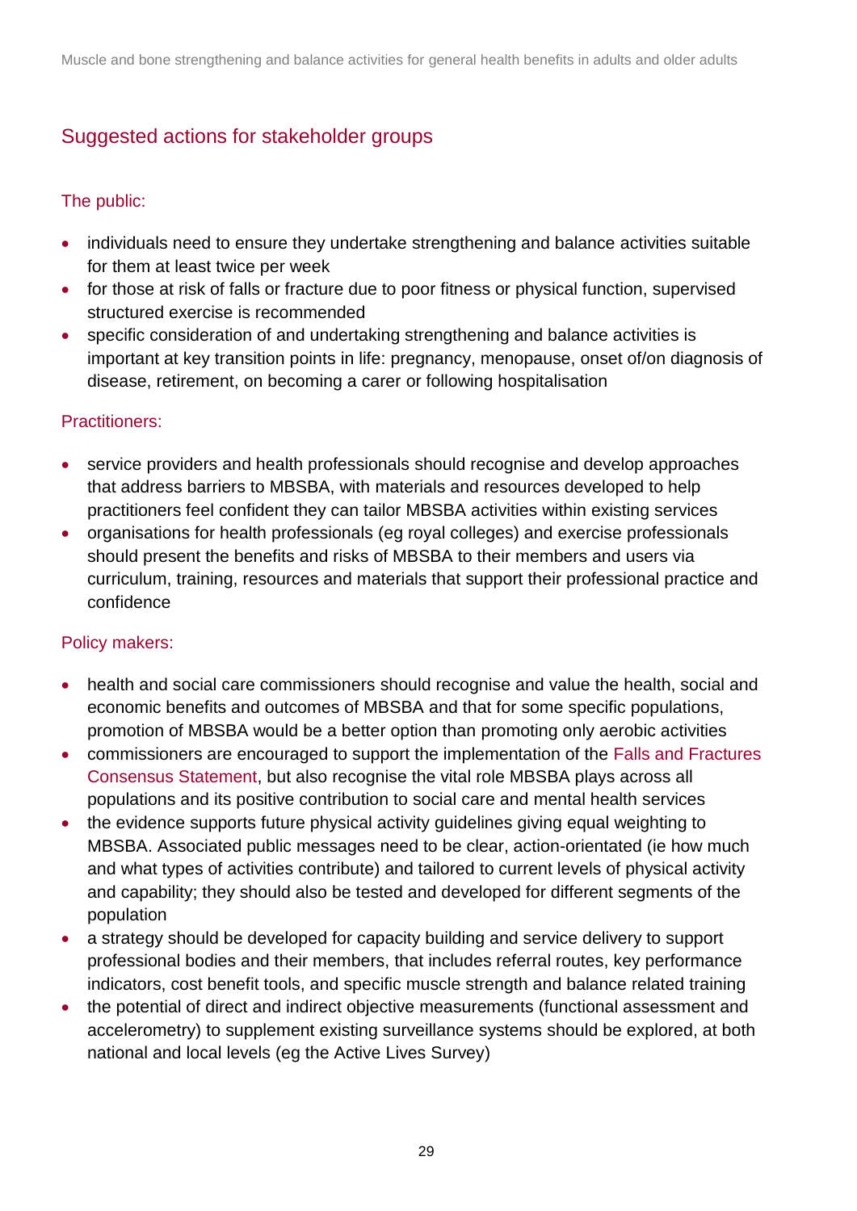## Suggested actions for stakeholder groups

### The public:

- individuals need to ensure they undertake strengthening and balance activities suitable for them at least twice per week
- for those at risk of falls or fracture due to poor fitness or physical function, supervised structured exercise is recommended
- specific consideration of and undertaking strengthening and balance activities is important at key transition points in life: pregnancy, menopause, onset of/on diagnosis of disease, retirement, on becoming a carer or following hospitalisation

### Practitioners:

- service providers and health professionals should recognise and develop approaches that address barriers to MBSBA, with materials and resources developed to help practitioners feel confident they can tailor MBSBA activities within existing services
- organisations for health professionals (eg royal colleges) and exercise professionals should present the benefits and risks of MBSBA to their members and users via curriculum, training, resources and materials that support their professional practice and confidence

### Policy makers:

- health and social care commissioners should recognise and value the health, social and economic benefits and outcomes of MBSBA and that for some specific populations, promotion of MBSBA would be a better option than promoting only aerobic activities
- commissioners are encouraged to support the implementation of the Falls and Fractures Consensus Statement, but also recognise the vital role MBSBA plays across all populations and its positive contribution to social care and mental health services
- the evidence supports future physical activity guidelines giving equal weighting to MBSBA. Associated public messages need to be clear, action-orientated (ie how much and what types of activities contribute) and tailored to current levels of physical activity and capability; they should also be tested and developed for different segments of the population
- a strategy should be developed for capacity building and service delivery to support professional bodies and their members, that includes referral routes, key performance indicators, cost benefit tools, and specific muscle strength and balance related training
- the potential of direct and indirect objective measurements (functional assessment and accelerometry) to supplement existing surveillance systems should be explored, at both national and local levels (eg the Active Lives Survey)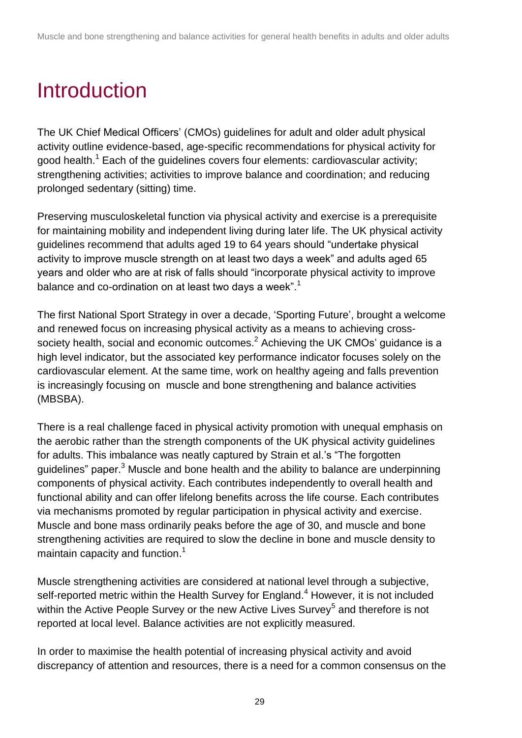# Introduction

The UK Chief Medical Officers' (CMOs) guidelines for adult and older adult physical activity outline evidence-based, age-specific recommendations for physical activity for good health.[1] Each of the guidelines covers four elements: cardiovascular activity; strengthening activities; activities to improve balance and coordination; and reducing prolonged sedentary (sitting) time.

Preserving musculoskeletal function via physical activity and exercise is a prerequisite for maintaining mobility and independent living during later life. The UK physical activity guidelines recommend that adults aged 19 to 64 years should "undertake physical activity to improve muscle strength on at least two days a week" and adults aged 65 years and older who are at risk of falls should "incorporate physical activity to improve balance and co-ordination on at least two days a week".[1]

The first National Sport Strategy in over a decade, 'Sporting Future', brought a welcome and renewed focus on increasing physical activity as a means to achieving cross-society health, social and economic outcomes.[2] Achieving the UK CMOs' guidance is a high level indicator, but the associated key performance indicator focuses solely on the cardiovascular element. At the same time, work on healthy ageing and falls prevention is increasingly focusing on muscle and bone strengthening and balance activities (MBSBA).

There is a real challenge faced in physical activity promotion with unequal emphasis on the aerobic rather than the strength components of the UK physical activity guidelines for adults. This imbalance was neatly captured by Strain et al.'s "The forgotten guidelines" paper.[3] Muscle and bone health and the ability to balance are underpinning components of physical activity. Each contributes independently to overall health and functional ability and can offer lifelong benefits across the life course. Each contributes via mechanisms promoted by regular participation in physical activity and exercise. Muscle and bone mass ordinarily peaks before the age of 30, and muscle and bone strengthening activities are required to slow the decline in bone and muscle density to maintain capacity and function.[1]

Muscle strengthening activities are considered at national level through a subjective, self-reported metric within the Health Survey for England.[4] However, it is not included within the Active People Survey or the new Active Lives Survey[5] and therefore is not reported at local level. Balance activities are not explicitly measured.

In order to maximise the health potential of increasing physical activity and avoid discrepancy of attention and resources, there is a need for a common consensus on the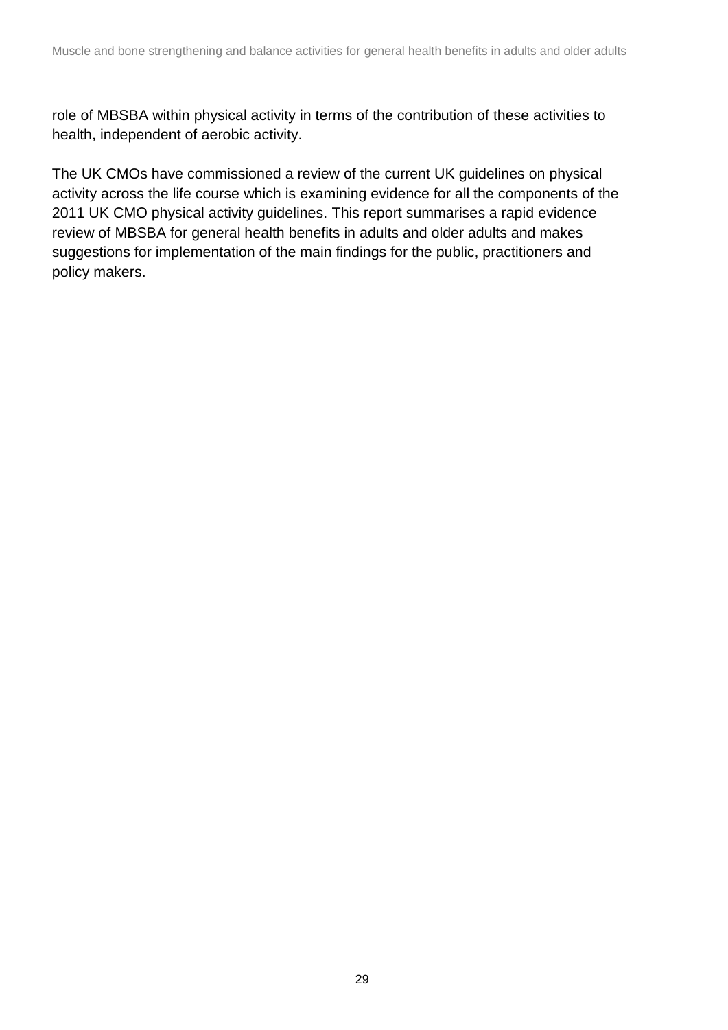role of MBSBA within physical activity in terms of the contribution of these activities to health, independent of aerobic activity.

The UK CMOs have commissioned a review of the current UK guidelines on physical activity across the life course which is examining evidence for all the components of the 2011 UK CMO physical activity guidelines. This report summarises a rapid evidence review of MBSBA for general health benefits in adults and older adults and makes suggestions for implementation of the main findings for the public, practitioners and policy makers.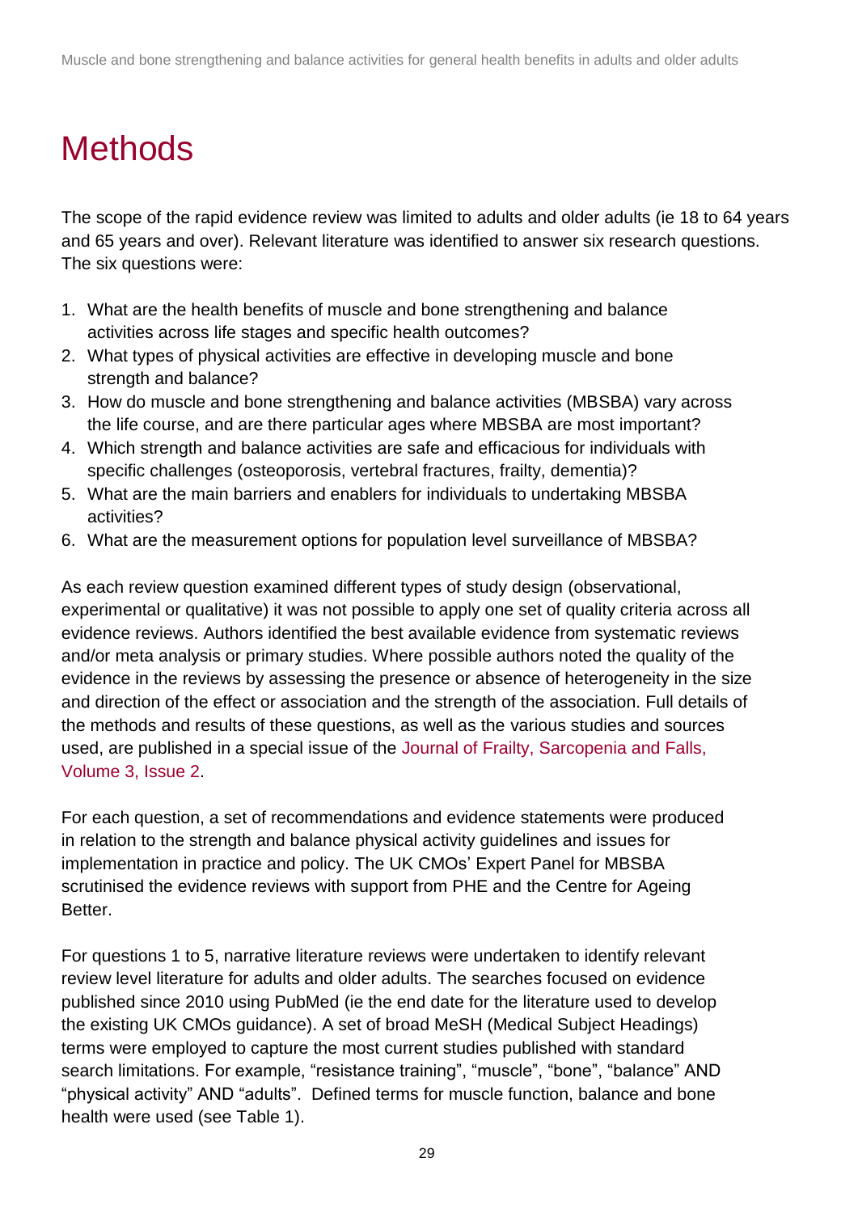# Methods

The scope of the rapid evidence review was limited to adults and older adults (ie 18 to 64 years and 65 years and over). Relevant literature was identified to answer six research questions. The six questions were:

1. What are the health benefits of muscle and bone strengthening and balance activities across life stages and specific health outcomes?
2. What types of physical activities are effective in developing muscle and bone strength and balance?
3. How do muscle and bone strengthening and balance activities (MBSBA) vary across the life course, and are there particular ages where MBSBA are most important?
4. Which strength and balance activities are safe and efficacious for individuals with specific challenges (osteoporosis, vertebral fractures, frailty, dementia)?
5. What are the main barriers and enablers for individuals to undertaking MBSBA activities?
6. What are the measurement options for population level surveillance of MBSBA?

As each review question examined different types of study design (observational, experimental or qualitative) it was not possible to apply one set of quality criteria across all evidence reviews. Authors identified the best available evidence from systematic reviews and/or meta analysis or primary studies. Where possible authors noted the quality of the evidence in the reviews by assessing the presence or absence of heterogeneity in the size and direction of the effect or association and the strength of the association. Full details of the methods and results of these questions, as well as the various studies and sources used, are published in a special issue of the Journal of Frailty, Sarcopenia and Falls, Volume 3, Issue 2.

For each question, a set of recommendations and evidence statements were produced in relation to the strength and balance physical activity guidelines and issues for implementation in practice and policy. The UK CMOs' Expert Panel for MBSBA scrutinised the evidence reviews with support from PHE and the Centre for Ageing Better.

For questions 1 to 5, narrative literature reviews were undertaken to identify relevant review level literature for adults and older adults. The searches focused on evidence published since 2010 using PubMed (ie the end date for the literature used to develop the existing UK CMOs guidance). A set of broad MeSH (Medical Subject Headings) terms were employed to capture the most current studies published with standard search limitations. For example, "resistance training", "muscle", "bone", "balance" AND "physical activity" AND "adults". Defined terms for muscle function, balance and bone health were used (see Table 1).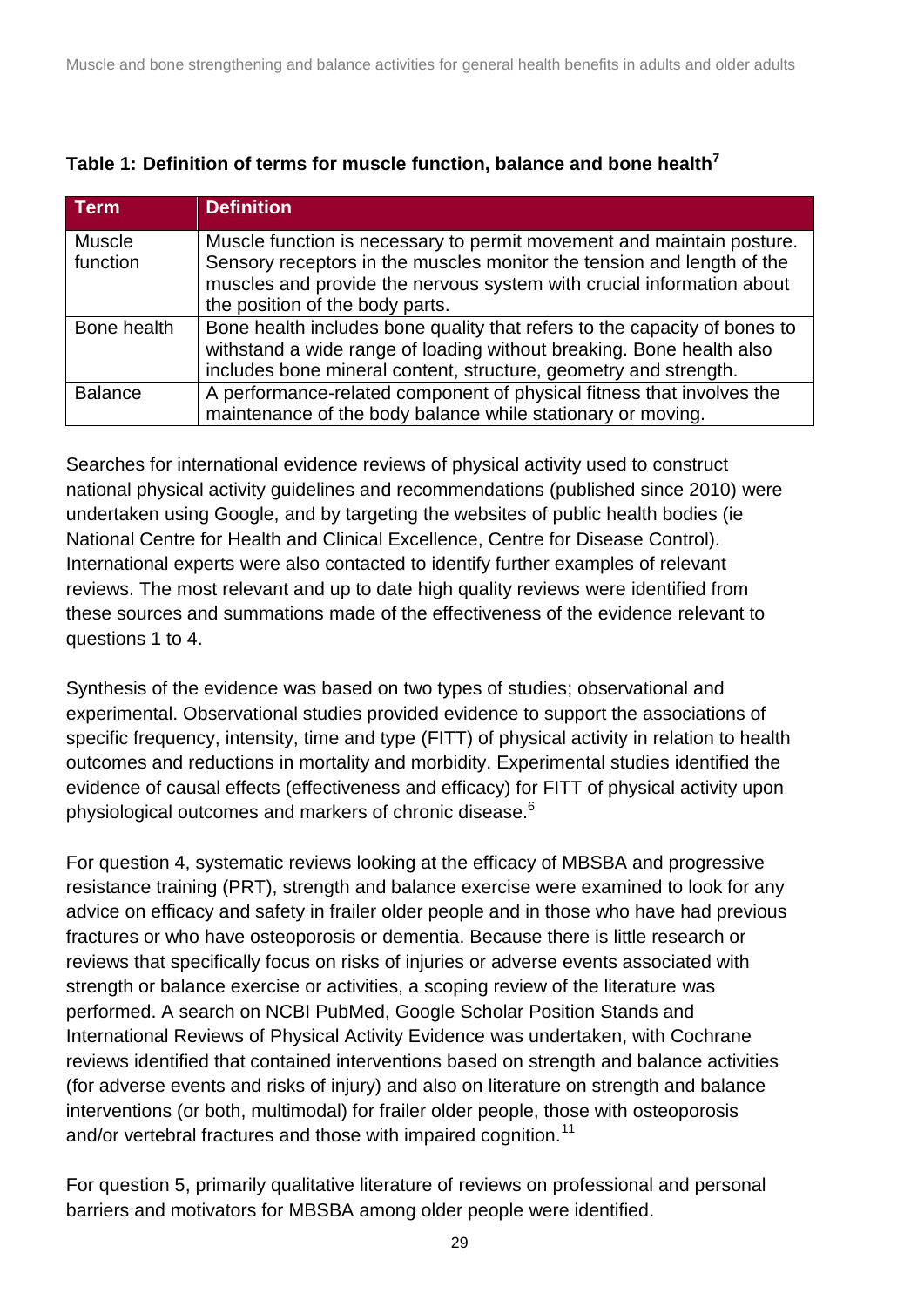**Table 1: Definition of terms for muscle function, balance and bone health[7]**

| Term | Definition |
| --- | --- |
| Muscle function | Muscle function is necessary to permit movement and maintain posture. Sensory receptors in the muscles monitor the tension and length of the muscles and provide the nervous system with crucial information about the position of the body parts. |
| Bone health | Bone health includes bone quality that refers to the capacity of bones to withstand a wide range of loading without breaking. Bone health also includes bone mineral content, structure, geometry and strength. |
| Balance | A performance-related component of physical fitness that involves the maintenance of the body balance while stationary or moving. |

Searches for international evidence reviews of physical activity used to construct national physical activity guidelines and recommendations (published since 2010) were undertaken using Google, and by targeting the websites of public health bodies (ie National Centre for Health and Clinical Excellence, Centre for Disease Control). International experts were also contacted to identify further examples of relevant reviews. The most relevant and up to date high quality reviews were identified from these sources and summations made of the effectiveness of the evidence relevant to questions 1 to 4.

Synthesis of the evidence was based on two types of studies; observational and experimental. Observational studies provided evidence to support the associations of specific frequency, intensity, time and type (FITT) of physical activity in relation to health outcomes and reductions in mortality and morbidity. Experimental studies identified the evidence of causal effects (effectiveness and efficacy) for FITT of physical activity upon physiological outcomes and markers of chronic disease.[6]

For question 4, systematic reviews looking at the efficacy of MBSBA and progressive resistance training (PRT), strength and balance exercise were examined to look for any advice on efficacy and safety in frailer older people and in those who have had previous fractures or who have osteoporosis or dementia. Because there is little research or reviews that specifically focus on risks of injuries or adverse events associated with strength or balance exercise or activities, a scoping review of the literature was performed. A search on NCBI PubMed, Google Scholar Position Stands and International Reviews of Physical Activity Evidence was undertaken, with Cochrane reviews identified that contained interventions based on strength and balance activities (for adverse events and risks of injury) and also on literature on strength and balance interventions (or both, multimodal) for frailer older people, those with osteoporosis and/or vertebral fractures and those with impaired cognition.[11]

For question 5, primarily qualitative literature of reviews on professional and personal barriers and motivators for MBSBA among older people were identified.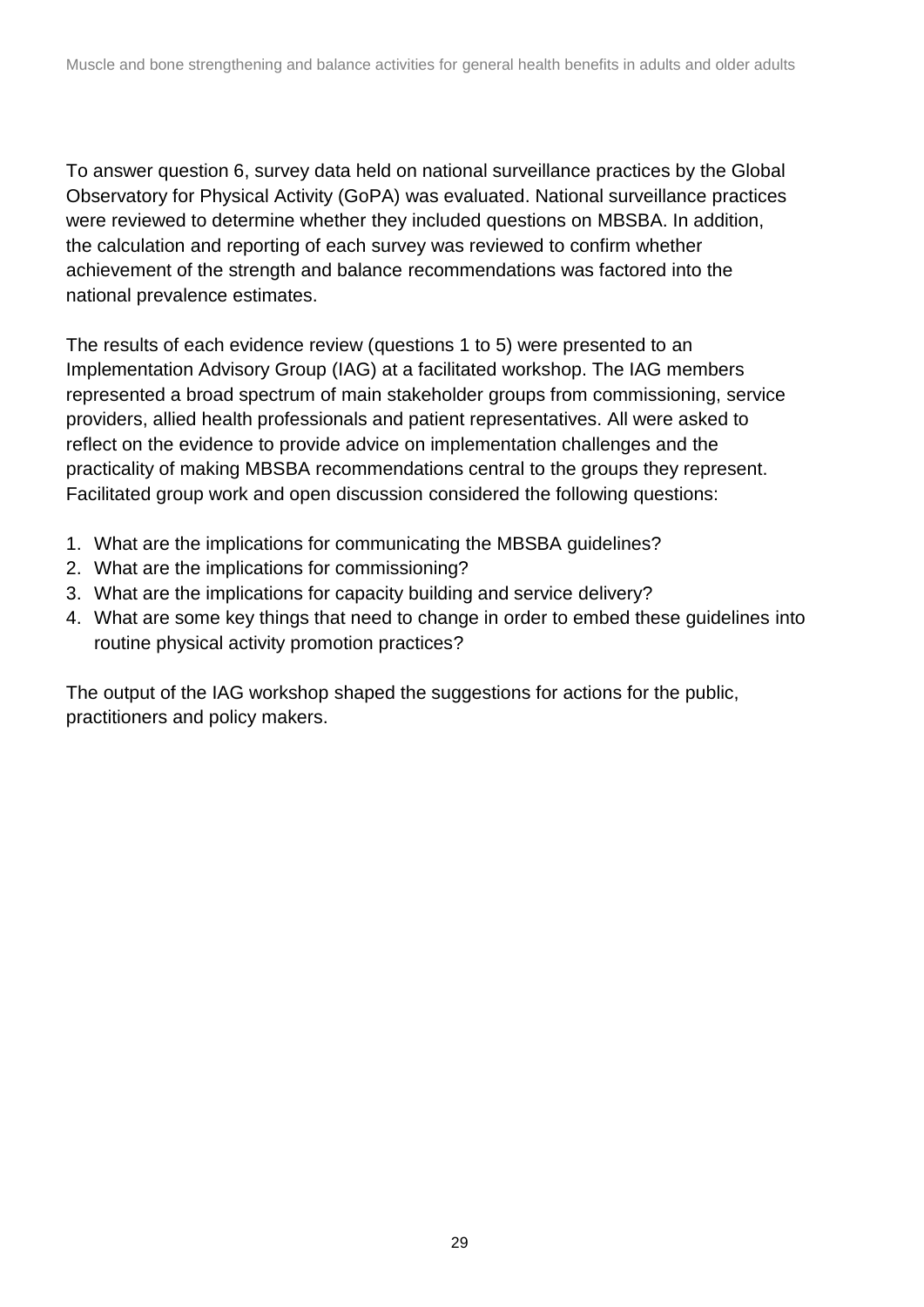To answer question 6, survey data held on national surveillance practices by the Global Observatory for Physical Activity (GoPA) was evaluated. National surveillance practices were reviewed to determine whether they included questions on MBSBA. In addition, the calculation and reporting of each survey was reviewed to confirm whether achievement of the strength and balance recommendations was factored into the national prevalence estimates.

The results of each evidence review (questions 1 to 5) were presented to an Implementation Advisory Group (IAG) at a facilitated workshop. The IAG members represented a broad spectrum of main stakeholder groups from commissioning, service providers, allied health professionals and patient representatives. All were asked to reflect on the evidence to provide advice on implementation challenges and the practicality of making MBSBA recommendations central to the groups they represent. Facilitated group work and open discussion considered the following questions:

1. What are the implications for communicating the MBSBA guidelines?
2. What are the implications for commissioning?
3. What are the implications for capacity building and service delivery?
4. What are some key things that need to change in order to embed these guidelines into routine physical activity promotion practices?

The output of the IAG workshop shaped the suggestions for actions for the public, practitioners and policy makers.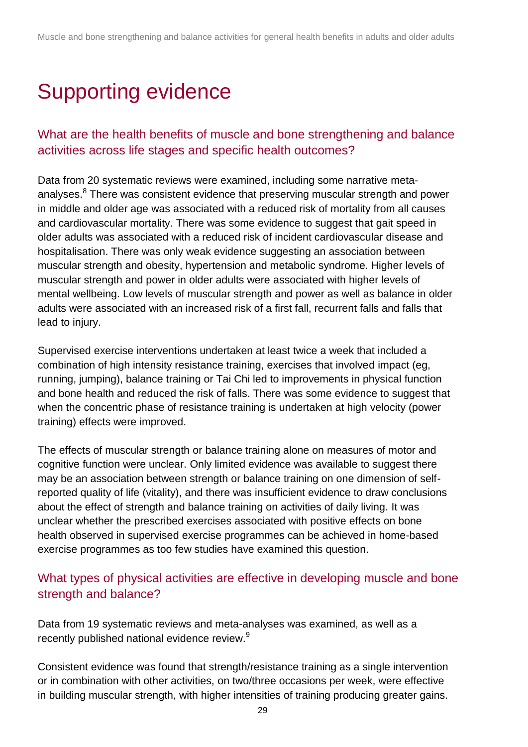# Supporting evidence

## What are the health benefits of muscle and bone strengthening and balance activities across life stages and specific health outcomes?

Data from 20 systematic reviews were examined, including some narrative meta-analyses.[8] There was consistent evidence that preserving muscular strength and power in middle and older age was associated with a reduced risk of mortality from all causes and cardiovascular mortality. There was some evidence to suggest that gait speed in older adults was associated with a reduced risk of incident cardiovascular disease and hospitalisation. There was only weak evidence suggesting an association between muscular strength and obesity, hypertension and metabolic syndrome. Higher levels of muscular strength and power in older adults were associated with higher levels of mental wellbeing. Low levels of muscular strength and power as well as balance in older adults were associated with an increased risk of a first fall, recurrent falls and falls that lead to injury.

Supervised exercise interventions undertaken at least twice a week that included a combination of high intensity resistance training, exercises that involved impact (eg, running, jumping), balance training or Tai Chi led to improvements in physical function and bone health and reduced the risk of falls. There was some evidence to suggest that when the concentric phase of resistance training is undertaken at high velocity (power training) effects were improved.

The effects of muscular strength or balance training alone on measures of motor and cognitive function were unclear. Only limited evidence was available to suggest there may be an association between strength or balance training on one dimension of self-reported quality of life (vitality), and there was insufficient evidence to draw conclusions about the effect of strength and balance training on activities of daily living. It was unclear whether the prescribed exercises associated with positive effects on bone health observed in supervised exercise programmes can be achieved in home-based exercise programmes as too few studies have examined this question.

## What types of physical activities are effective in developing muscle and bone strength and balance?

Data from 19 systematic reviews and meta-analyses was examined, as well as a recently published national evidence review.[9]

Consistent evidence was found that strength/resistance training as a single intervention or in combination with other activities, on two/three occasions per week, were effective in building muscular strength, with higher intensities of training producing greater gains.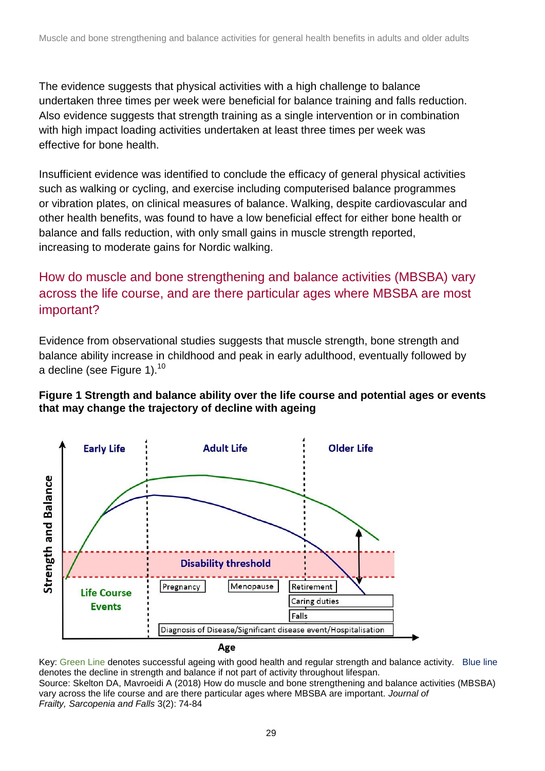The evidence suggests that physical activities with a high challenge to balance undertaken three times per week were beneficial for balance training and falls reduction. Also evidence suggests that strength training as a single intervention or in combination with high impact loading activities undertaken at least three times per week was effective for bone health.

Insufficient evidence was identified to conclude the efficacy of general physical activities such as walking or cycling, and exercise including computerised balance programmes or vibration plates, on clinical measures of balance. Walking, despite cardiovascular and other health benefits, was found to have a low beneficial effect for either bone health or balance and falls reduction, with only small gains in muscle strength reported, increasing to moderate gains for Nordic walking.

## How do muscle and bone strengthening and balance activities (MBSBA) vary across the life course, and are there particular ages where MBSBA are most important?

Evidence from observational studies suggests that muscle strength, bone strength and balance ability increase in childhood and peak in early adulthood, eventually followed by a decline (see Figure 1).[10]

**Figure 1 Strength and balance ability over the life course and potential ages or events that may change the trajectory of decline with ageing**

Key: Green Line denotes successful ageing with good health and regular strength and balance activity. Blue line denotes the decline in strength and balance if not part of activity throughout lifespan.
Source: Skelton DA, Mavroeidi A (2018) How do muscle and bone strengthening and balance activities (MBSBA) vary across the life course and are there particular ages where MBSBA are important. *Journal of Frailty, Sarcopenia and Falls* 3(2): 74-84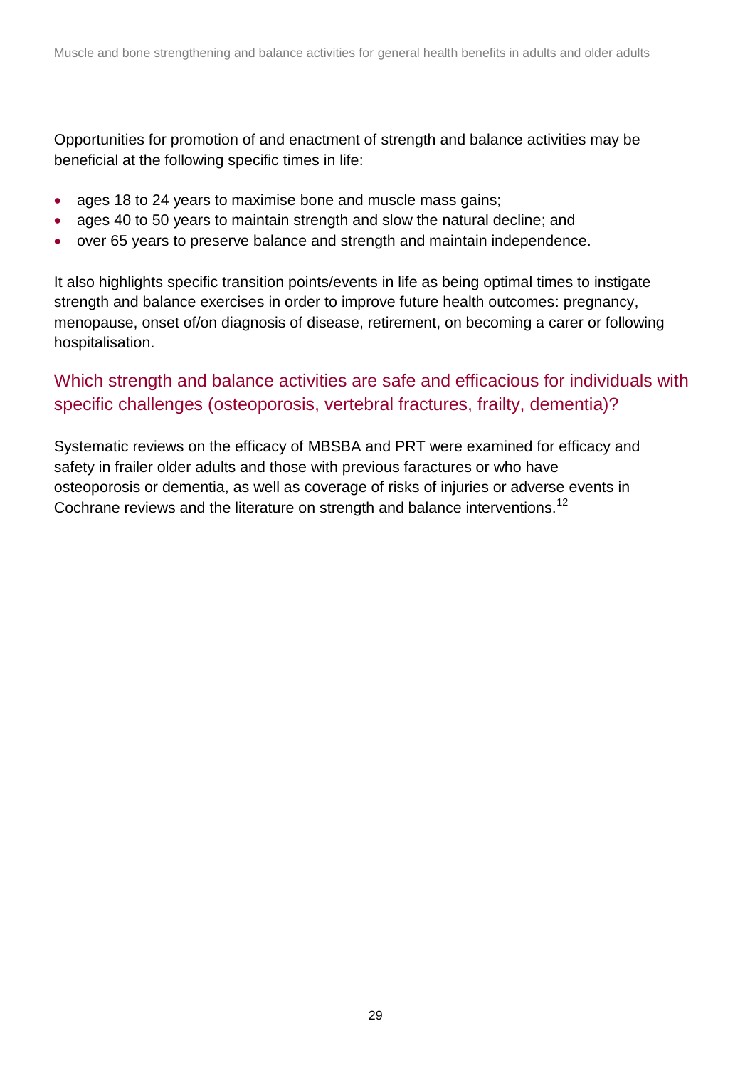Opportunities for promotion of and enactment of strength and balance activities may be beneficial at the following specific times in life:

- ages 18 to 24 years to maximise bone and muscle mass gains;
- ages 40 to 50 years to maintain strength and slow the natural decline; and
- over 65 years to preserve balance and strength and maintain independence.

It also highlights specific transition points/events in life as being optimal times to instigate strength and balance exercises in order to improve future health outcomes: pregnancy, menopause, onset of/on diagnosis of disease, retirement, on becoming a carer or following hospitalisation.

## Which strength and balance activities are safe and efficacious for individuals with specific challenges (osteoporosis, vertebral fractures, frailty, dementia)?

Systematic reviews on the efficacy of MBSBA and PRT were examined for efficacy and safety in frailer older adults and those with previous faractures or who have osteoporosis or dementia, as well as coverage of risks of injuries or adverse events in Cochrane reviews and the literature on strength and balance interventions.[12]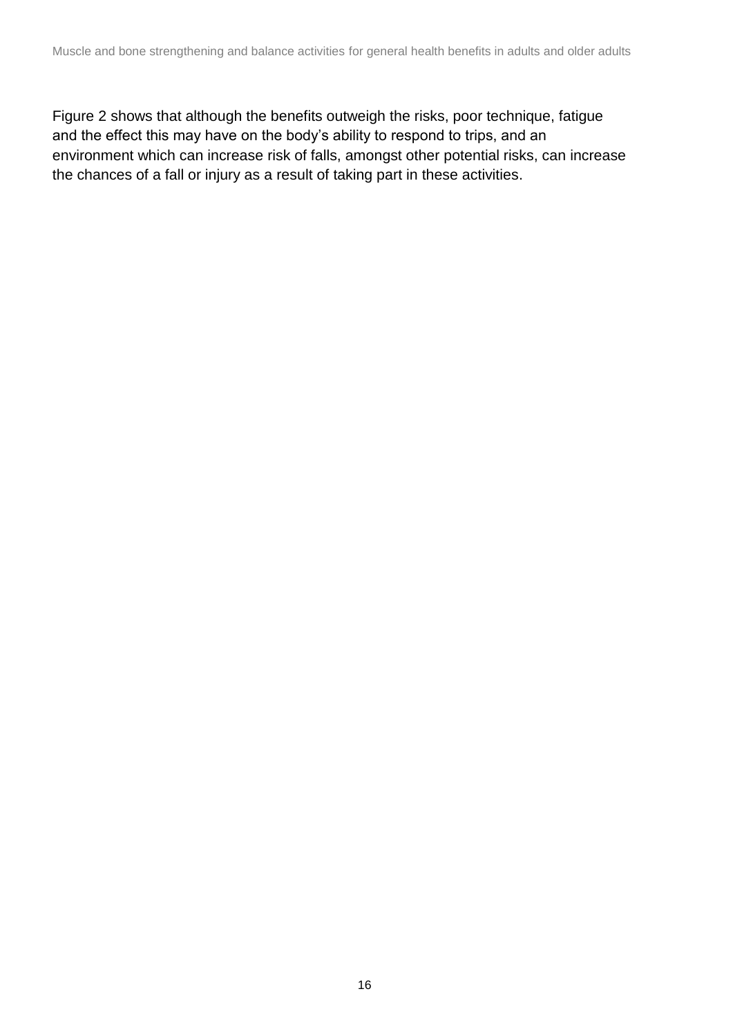Figure 2 shows that although the benefits outweigh the risks, poor technique, fatigue and the effect this may have on the body's ability to respond to trips, and an environment which can increase risk of falls, amongst other potential risks, can increase the chances of a fall or injury as a result of taking part in these activities.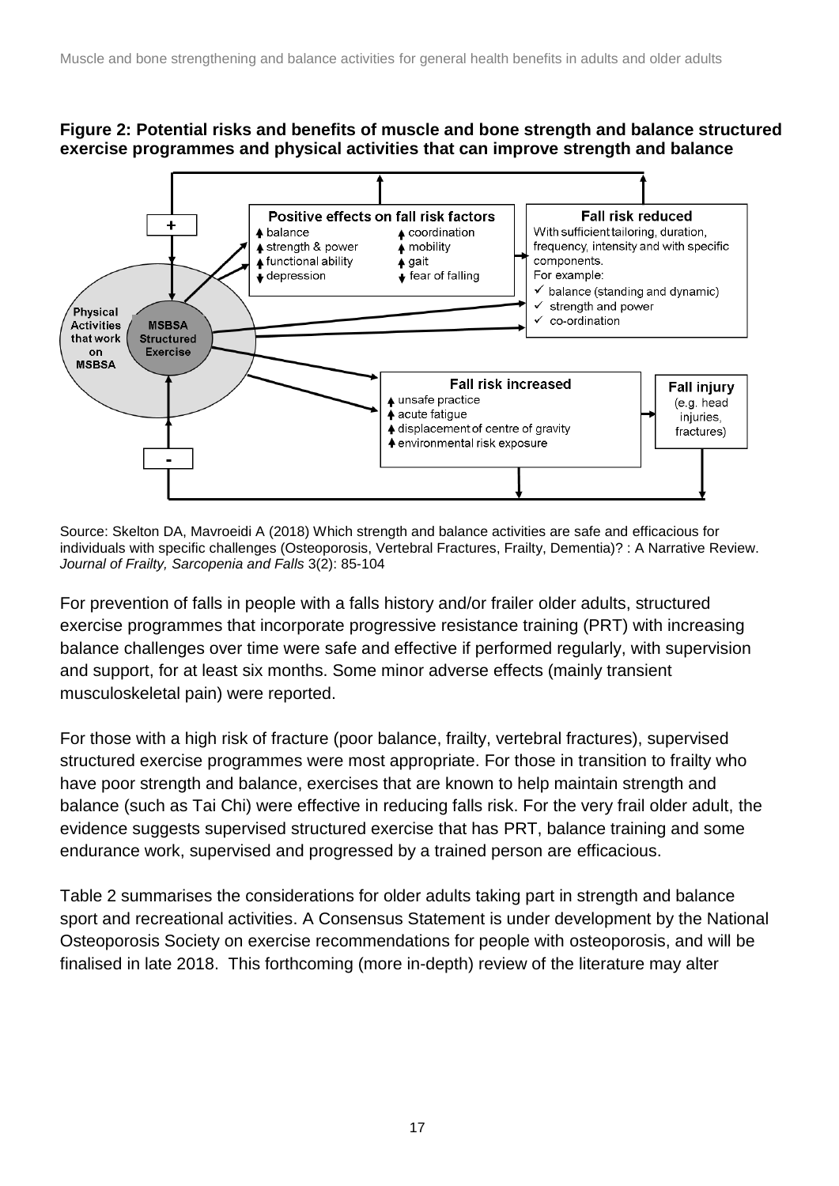**Figure 2: Potential risks and benefits of muscle and bone strength and balance structured exercise programmes and physical activities that can improve strength and balance**

Source: Skelton DA, Mavroeidi A (2018) Which strength and balance activities are safe and efficacious for individuals with specific challenges (Osteoporosis, Vertebral Fractures, Frailty, Dementia)? : A Narrative Review. *Journal of Frailty, Sarcopenia and Falls* 3(2): 85-104

For prevention of falls in people with a falls history and/or frailer older adults, structured exercise programmes that incorporate progressive resistance training (PRT) with increasing balance challenges over time were safe and effective if performed regularly, with supervision and support, for at least six months. Some minor adverse effects (mainly transient musculoskeletal pain) were reported.

For those with a high risk of fracture (poor balance, frailty, vertebral fractures), supervised structured exercise programmes were most appropriate. For those in transition to frailty who have poor strength and balance, exercises that are known to help maintain strength and balance (such as Tai Chi) were effective in reducing falls risk. For the very frail older adult, the evidence suggests supervised structured exercise that has PRT, balance training and some endurance work, supervised and progressed by a trained person are efficacious.

Table 2 summarises the considerations for older adults taking part in strength and balance sport and recreational activities. A Consensus Statement is under development by the National Osteoporosis Society on exercise recommendations for people with osteoporosis, and will be finalised in late 2018. This forthcoming (more in-depth) review of the literature may alter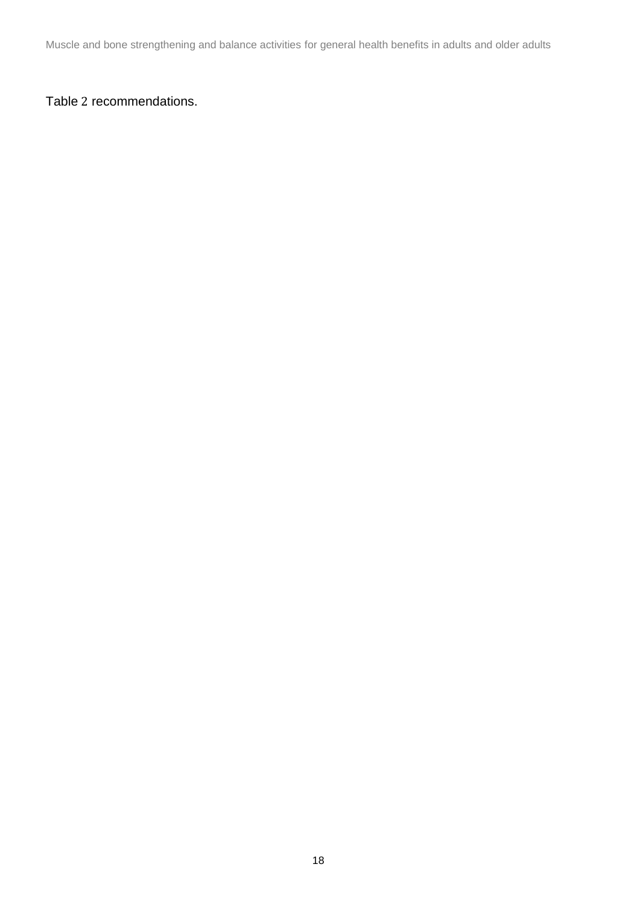Table 2 recommendations.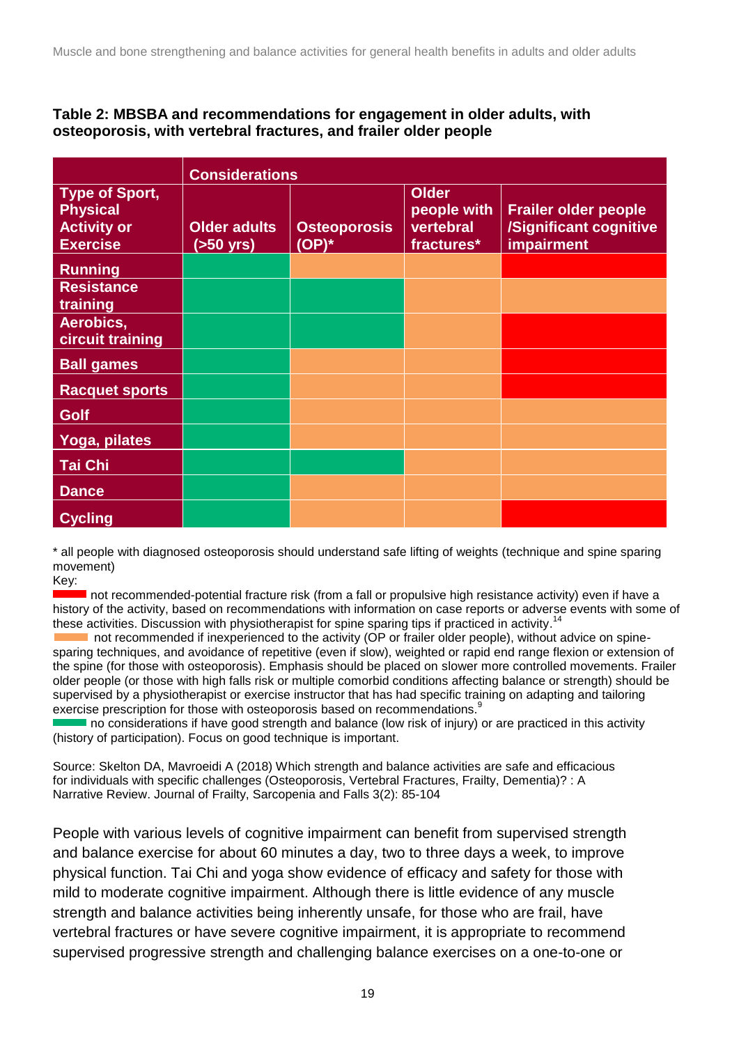**Table 2: MBSBA and recommendations for engagement in older adults, with osteoporosis, with vertebral fractures, and frailer older people**

| | Considerations | | | |
|---|---|---|---|---|
| **Type of Sport, Physical Activity or Exercise** | **Older adults (>50 yrs)** | **Osteoporosis (OP)*** | **Older people with vertebral fractures*** | **Frailer older people /Significant cognitive impairment** |
| **Running** | Green | Orange | Orange | Red |
| **Resistance training** | Green | Green | Orange | Orange |
| **Aerobics, circuit training** | Green | Green | Orange | Red |
| **Ball games** | Green | Orange | Orange | Red |
| **Racquet sports** | Green | Orange | Orange | Red |
| **Golf** | Green | Orange | Orange | Orange |
| **Yoga, pilates** | Green | Orange | Orange | Orange |
| **Tai Chi** | Green | Green | Orange | Orange |
| **Dance** | Green | Orange | Orange | Orange |
| **Cycling** | Green | Orange | Orange | Red |

* all people with diagnosed osteoporosis should understand safe lifting of weights (technique and spine sparing movement)

Key:

- Red: not recommended-potential fracture risk (from a fall or propulsive high resistance activity) even if have a history of the activity, based on recommendations with information on case reports or adverse events with some of these activities. Discussion with physiotherapist for spine sparing tips if practiced in activity.[14]
- Orange: not recommended if inexperienced to the activity (OP or frailer older people), without advice on spine-sparing techniques, and avoidance of repetitive (even if slow), weighted or rapid end range flexion or extension of the spine (for those with osteoporosis). Emphasis should be placed on slower more controlled movements. Frailer older people (or those with high falls risk or multiple comorbid conditions affecting balance or strength) should be supervised by a physiotherapist or exercise instructor that has had specific training on adapting and tailoring exercise prescription for those with osteoporosis based on recommendations.[9]
- Green: no considerations if have good strength and balance (low risk of injury) or are practiced in this activity (history of participation). Focus on good technique is important.

Source: Skelton DA, Mavroeidi A (2018) Which strength and balance activities are safe and efficacious for individuals with specific challenges (Osteoporosis, Vertebral Fractures, Frailty, Dementia)? : A Narrative Review. Journal of Frailty, Sarcopenia and Falls 3(2): 85-104

People with various levels of cognitive impairment can benefit from supervised strength and balance exercise for about 60 minutes a day, two to three days a week, to improve physical function. Tai Chi and yoga show evidence of efficacy and safety for those with mild to moderate cognitive impairment. Although there is little evidence of any muscle strength and balance activities being inherently unsafe, for those who are frail, have vertebral fractures or have severe cognitive impairment, it is appropriate to recommend supervised progressive strength and challenging balance exercises on a one-to-one or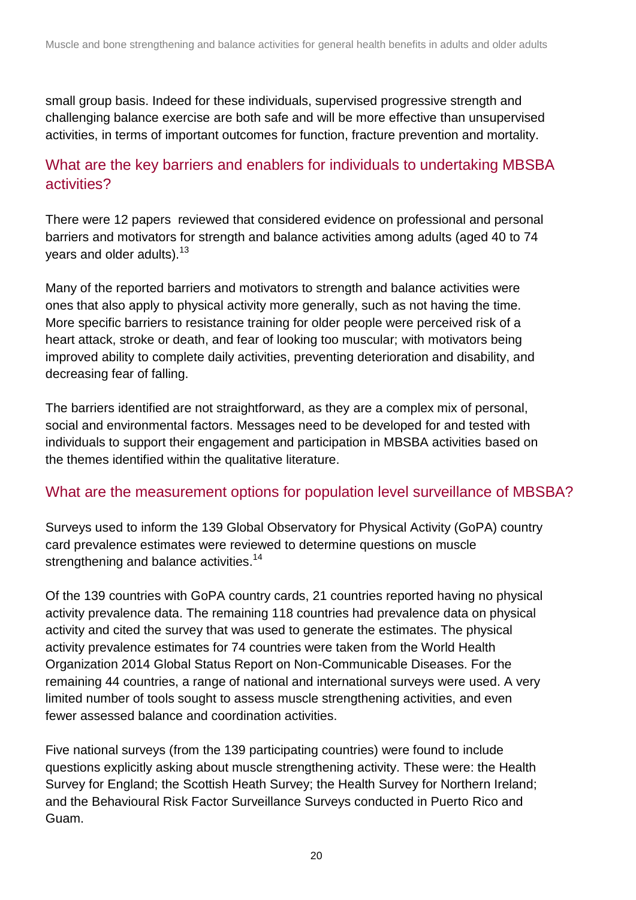small group basis. Indeed for these individuals, supervised progressive strength and challenging balance exercise are both safe and will be more effective than unsupervised activities, in terms of important outcomes for function, fracture prevention and mortality.

## What are the key barriers and enablers for individuals to undertaking MBSBA activities?

There were 12 papers  reviewed that considered evidence on professional and personal barriers and motivators for strength and balance activities among adults (aged 40 to 74 years and older adults).[13]

Many of the reported barriers and motivators to strength and balance activities were ones that also apply to physical activity more generally, such as not having the time. More specific barriers to resistance training for older people were perceived risk of a heart attack, stroke or death, and fear of looking too muscular; with motivators being improved ability to complete daily activities, preventing deterioration and disability, and decreasing fear of falling.

The barriers identified are not straightforward, as they are a complex mix of personal, social and environmental factors. Messages need to be developed for and tested with individuals to support their engagement and participation in MBSBA activities based on the themes identified within the qualitative literature.

## What are the measurement options for population level surveillance of MBSBA?

Surveys used to inform the 139 Global Observatory for Physical Activity (GoPA) country card prevalence estimates were reviewed to determine questions on muscle strengthening and balance activities.[14]

Of the 139 countries with GoPA country cards, 21 countries reported having no physical activity prevalence data. The remaining 118 countries had prevalence data on physical activity and cited the survey that was used to generate the estimates. The physical activity prevalence estimates for 74 countries were taken from the World Health Organization 2014 Global Status Report on Non-Communicable Diseases. For the remaining 44 countries, a range of national and international surveys were used. A very limited number of tools sought to assess muscle strengthening activities, and even fewer assessed balance and coordination activities.

Five national surveys (from the 139 participating countries) were found to include questions explicitly asking about muscle strengthening activity. These were: the Health Survey for England; the Scottish Heath Survey; the Health Survey for Northern Ireland; and the Behavioural Risk Factor Surveillance Surveys conducted in Puerto Rico and Guam.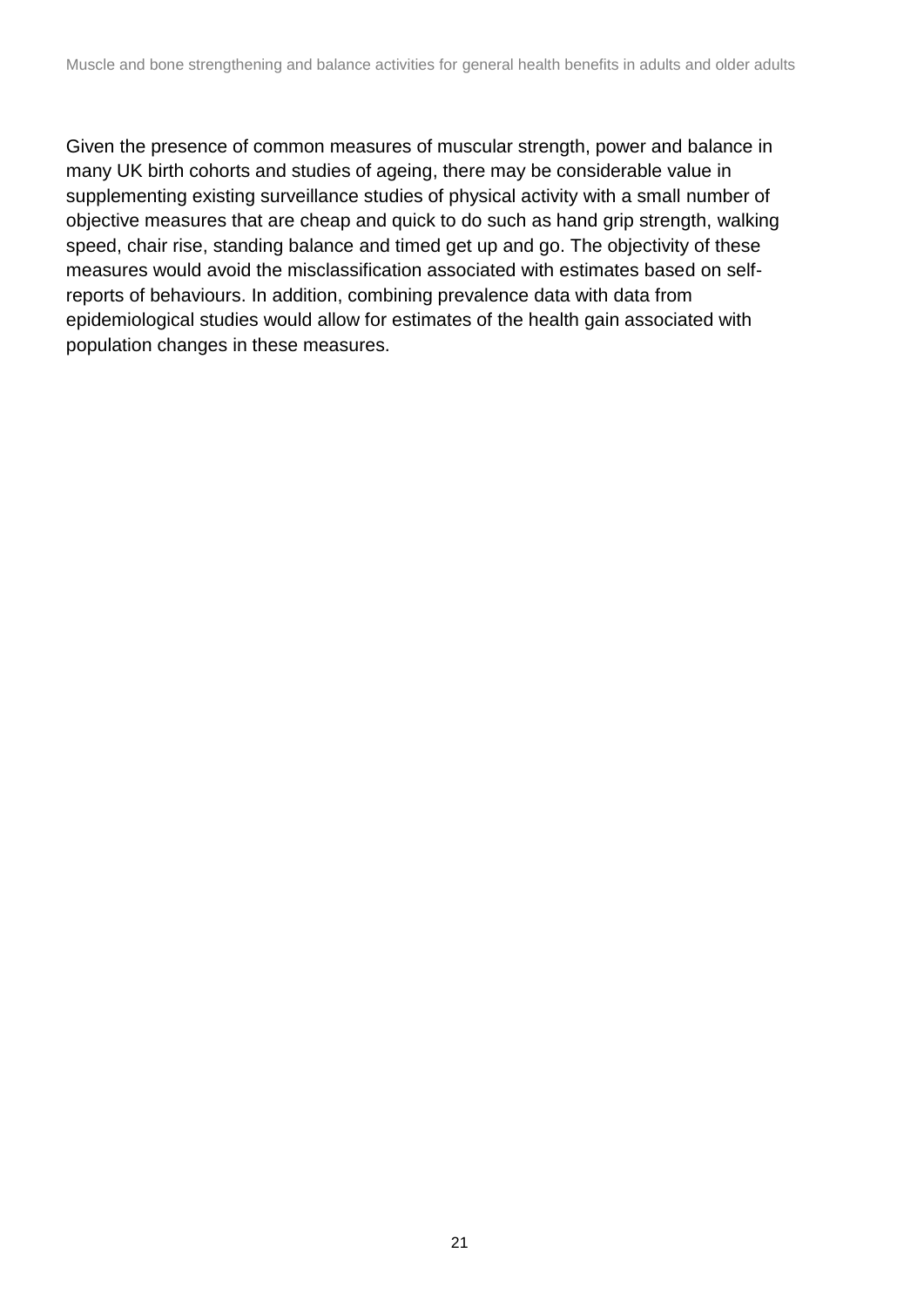Given the presence of common measures of muscular strength, power and balance in many UK birth cohorts and studies of ageing, there may be considerable value in supplementing existing surveillance studies of physical activity with a small number of objective measures that are cheap and quick to do such as hand grip strength, walking speed, chair rise, standing balance and timed get up and go. The objectivity of these measures would avoid the misclassification associated with estimates based on self-reports of behaviours. In addition, combining prevalence data with data from epidemiological studies would allow for estimates of the health gain associated with population changes in these measures.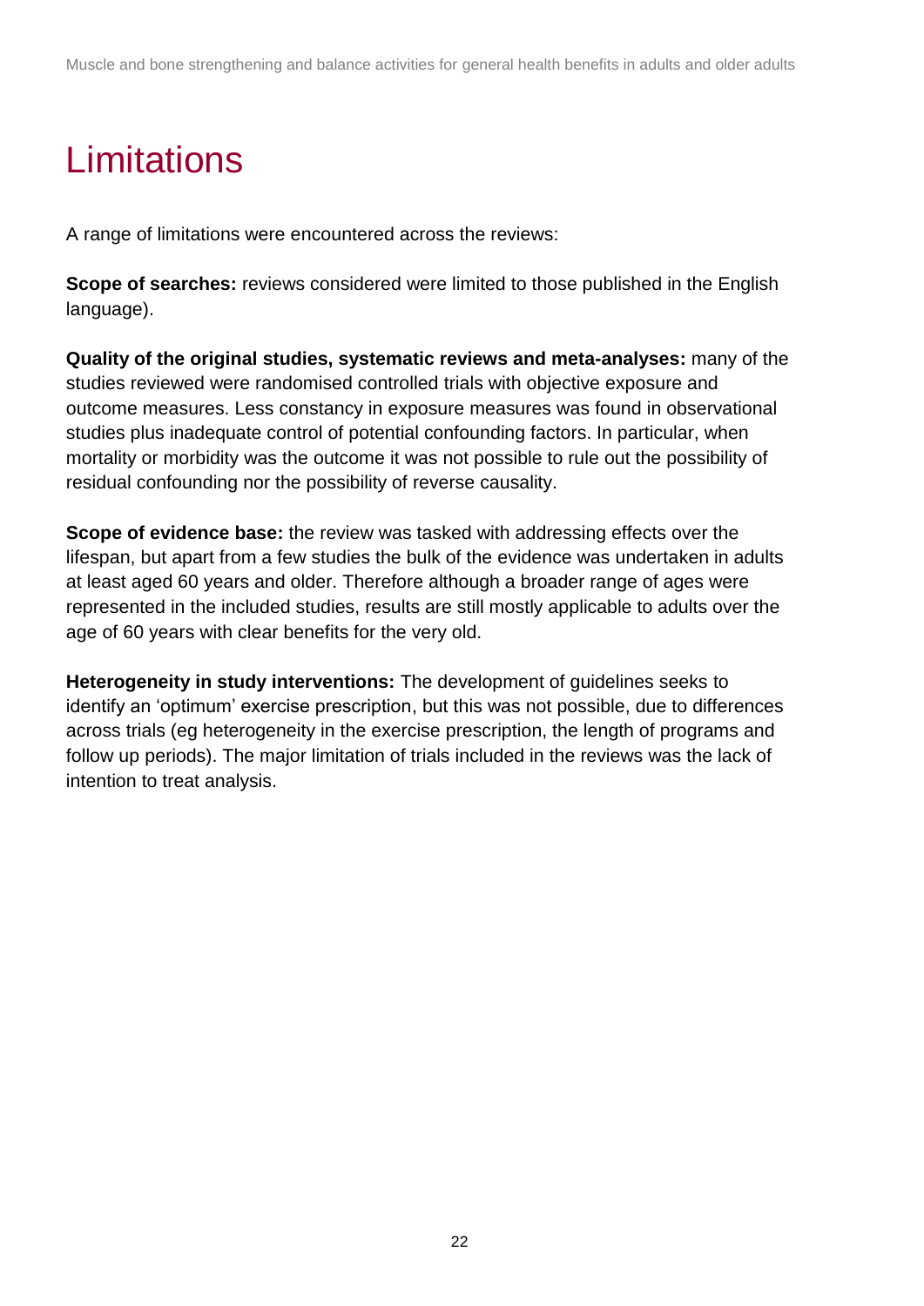# Limitations

A range of limitations were encountered across the reviews:

**Scope of searches:** reviews considered were limited to those published in the English language).

**Quality of the original studies, systematic reviews and meta-analyses:** many of the studies reviewed were randomised controlled trials with objective exposure and outcome measures. Less constancy in exposure measures was found in observational studies plus inadequate control of potential confounding factors. In particular, when mortality or morbidity was the outcome it was not possible to rule out the possibility of residual confounding nor the possibility of reverse causality.

**Scope of evidence base:** the review was tasked with addressing effects over the lifespan, but apart from a few studies the bulk of the evidence was undertaken in adults at least aged 60 years and older. Therefore although a broader range of ages were represented in the included studies, results are still mostly applicable to adults over the age of 60 years with clear benefits for the very old.

**Heterogeneity in study interventions:** The development of guidelines seeks to identify an 'optimum' exercise prescription, but this was not possible, due to differences across trials (eg heterogeneity in the exercise prescription, the length of programs and follow up periods). The major limitation of trials included in the reviews was the lack of intention to treat analysis.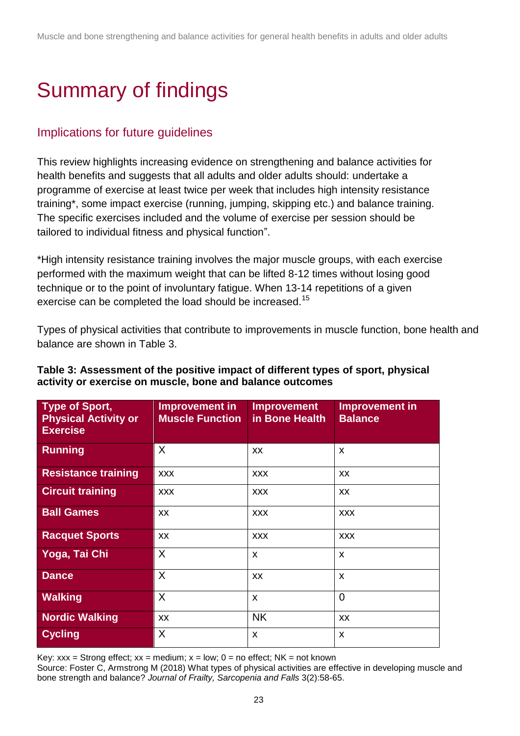# Summary of findings

## Implications for future guidelines

This review highlights increasing evidence on strengthening and balance activities for health benefits and suggests that all adults and older adults should: undertake a programme of exercise at least twice per week that includes high intensity resistance training*, some impact exercise (running, jumping, skipping etc.) and balance training. The specific exercises included and the volume of exercise per session should be tailored to individual fitness and physical function".

*High intensity resistance training involves the major muscle groups, with each exercise performed with the maximum weight that can be lifted 8-12 times without losing good technique or to the point of involuntary fatigue. When 13-14 repetitions of a given exercise can be completed the load should be increased.[15]

Types of physical activities that contribute to improvements in muscle function, bone health and balance are shown in Table 3.

**Table 3: Assessment of the positive impact of different types of sport, physical activity or exercise on muscle, bone and balance outcomes**

| Type of Sport, Physical Activity or Exercise | Improvement in Muscle Function | Improvement in Bone Health | Improvement in Balance |
|---|---|---|---|
| **Running** | X | xx | x |
| **Resistance training** | xxx | xxx | xx |
| **Circuit training** | xxx | xxx | xx |
| **Ball Games** | xx | xxx | xxx |
| **Racquet Sports** | xx | xxx | xxx |
| **Yoga, Tai Chi** | X | x | x |
| **Dance** | X | xx | x |
| **Walking** | X | x | 0 |
| **Nordic Walking** | xx | NK | xx |
| **Cycling** | X | x | x |

Key: xxx = Strong effect; xx = medium; x = low; 0 = no effect; NK = not known
Source: Foster C, Armstrong M (2018) What types of physical activities are effective in developing muscle and bone strength and balance? *Journal of Frailty, Sarcopenia and Falls* 3(2):58-65.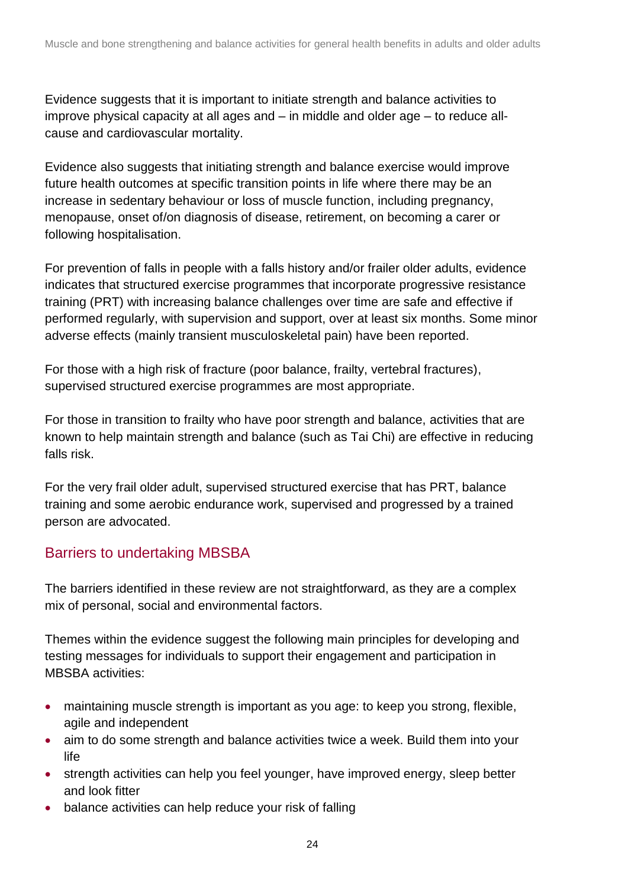Evidence suggests that it is important to initiate strength and balance activities to improve physical capacity at all ages and – in middle and older age – to reduce all-cause and cardiovascular mortality.

Evidence also suggests that initiating strength and balance exercise would improve future health outcomes at specific transition points in life where there may be an increase in sedentary behaviour or loss of muscle function, including pregnancy, menopause, onset of/on diagnosis of disease, retirement, on becoming a carer or following hospitalisation.

For prevention of falls in people with a falls history and/or frailer older adults, evidence indicates that structured exercise programmes that incorporate progressive resistance training (PRT) with increasing balance challenges over time are safe and effective if performed regularly, with supervision and support, over at least six months. Some minor adverse effects (mainly transient musculoskeletal pain) have been reported.

For those with a high risk of fracture (poor balance, frailty, vertebral fractures), supervised structured exercise programmes are most appropriate.

For those in transition to frailty who have poor strength and balance, activities that are known to help maintain strength and balance (such as Tai Chi) are effective in reducing falls risk.

For the very frail older adult, supervised structured exercise that has PRT, balance training and some aerobic endurance work, supervised and progressed by a trained person are advocated.

## Barriers to undertaking MBSBA

The barriers identified in these review are not straightforward, as they are a complex mix of personal, social and environmental factors.

Themes within the evidence suggest the following main principles for developing and testing messages for individuals to support their engagement and participation in MBSBA activities:

- maintaining muscle strength is important as you age: to keep you strong, flexible, agile and independent
- aim to do some strength and balance activities twice a week. Build them into your life
- strength activities can help you feel younger, have improved energy, sleep better and look fitter
- balance activities can help reduce your risk of falling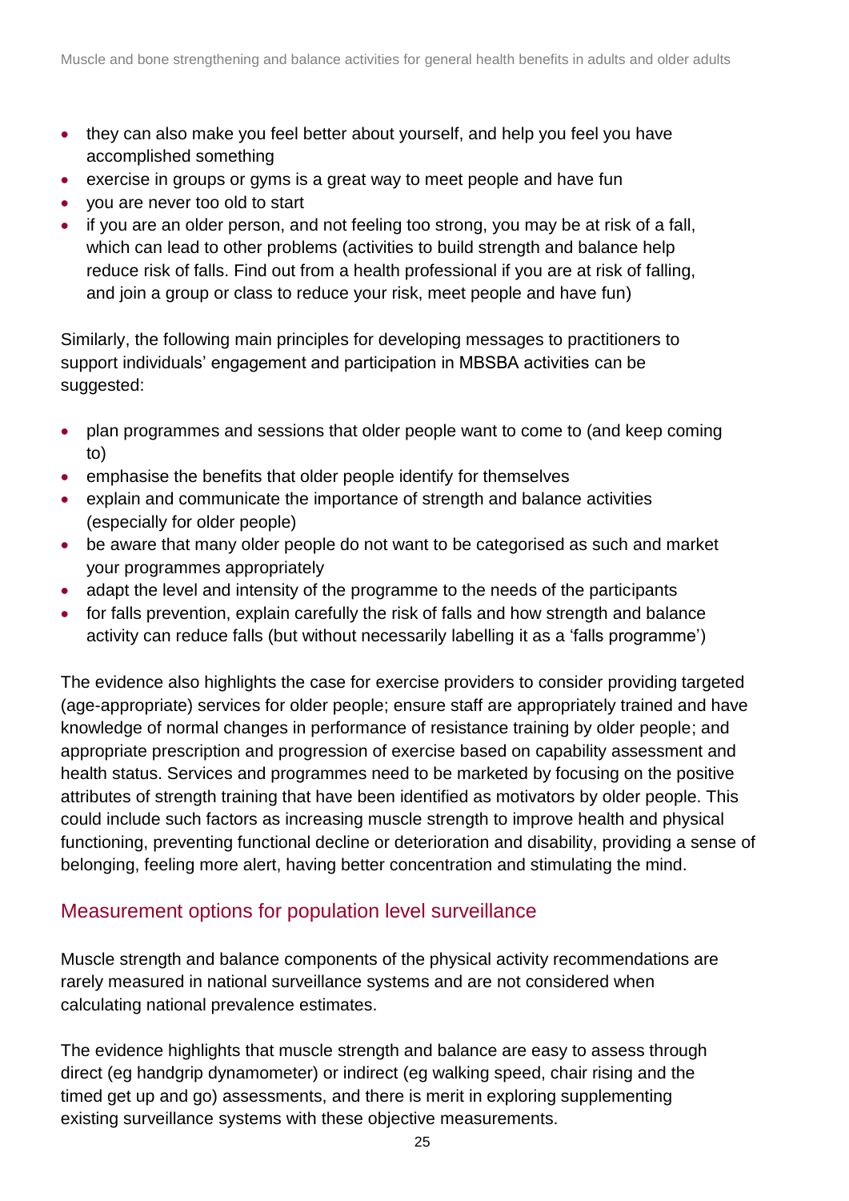- they can also make you feel better about yourself, and help you feel you have accomplished something
- exercise in groups or gyms is a great way to meet people and have fun
- you are never too old to start
- if you are an older person, and not feeling too strong, you may be at risk of a fall, which can lead to other problems (activities to build strength and balance help reduce risk of falls. Find out from a health professional if you are at risk of falling, and join a group or class to reduce your risk, meet people and have fun)

Similarly, the following main principles for developing messages to practitioners to support individuals' engagement and participation in MBSBA activities can be suggested:

- plan programmes and sessions that older people want to come to (and keep coming to)
- emphasise the benefits that older people identify for themselves
- explain and communicate the importance of strength and balance activities (especially for older people)
- be aware that many older people do not want to be categorised as such and market your programmes appropriately
- adapt the level and intensity of the programme to the needs of the participants
- for falls prevention, explain carefully the risk of falls and how strength and balance activity can reduce falls (but without necessarily labelling it as a 'falls programme')

The evidence also highlights the case for exercise providers to consider providing targeted (age-appropriate) services for older people; ensure staff are appropriately trained and have knowledge of normal changes in performance of resistance training by older people; and appropriate prescription and progression of exercise based on capability assessment and health status. Services and programmes need to be marketed by focusing on the positive attributes of strength training that have been identified as motivators by older people. This could include such factors as increasing muscle strength to improve health and physical functioning, preventing functional decline or deterioration and disability, providing a sense of belonging, feeling more alert, having better concentration and stimulating the mind.

## Measurement options for population level surveillance

Muscle strength and balance components of the physical activity recommendations are rarely measured in national surveillance systems and are not considered when calculating national prevalence estimates.

The evidence highlights that muscle strength and balance are easy to assess through direct (eg handgrip dynamometer) or indirect (eg walking speed, chair rising and the timed get up and go) assessments, and there is merit in exploring supplementing existing surveillance systems with these objective measurements.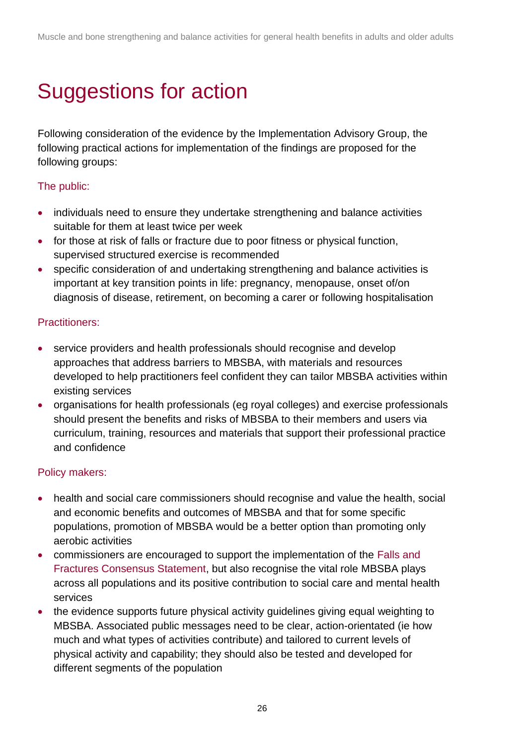# Suggestions for action

Following consideration of the evidence by the Implementation Advisory Group, the following practical actions for implementation of the findings are proposed for the following groups:

### The public:

- individuals need to ensure they undertake strengthening and balance activities suitable for them at least twice per week
- for those at risk of falls or fracture due to poor fitness or physical function, supervised structured exercise is recommended
- specific consideration of and undertaking strengthening and balance activities is important at key transition points in life: pregnancy, menopause, onset of/on diagnosis of disease, retirement, on becoming a carer or following hospitalisation

### Practitioners:

- service providers and health professionals should recognise and develop approaches that address barriers to MBSBA, with materials and resources developed to help practitioners feel confident they can tailor MBSBA activities within existing services
- organisations for health professionals (eg royal colleges) and exercise professionals should present the benefits and risks of MBSBA to their members and users via curriculum, training, resources and materials that support their professional practice and confidence

### Policy makers:

- health and social care commissioners should recognise and value the health, social and economic benefits and outcomes of MBSBA and that for some specific populations, promotion of MBSBA would be a better option than promoting only aerobic activities
- commissioners are encouraged to support the implementation of the Falls and Fractures Consensus Statement, but also recognise the vital role MBSBA plays across all populations and its positive contribution to social care and mental health services
- the evidence supports future physical activity guidelines giving equal weighting to MBSBA. Associated public messages need to be clear, action-orientated (ie how much and what types of activities contribute) and tailored to current levels of physical activity and capability; they should also be tested and developed for different segments of the population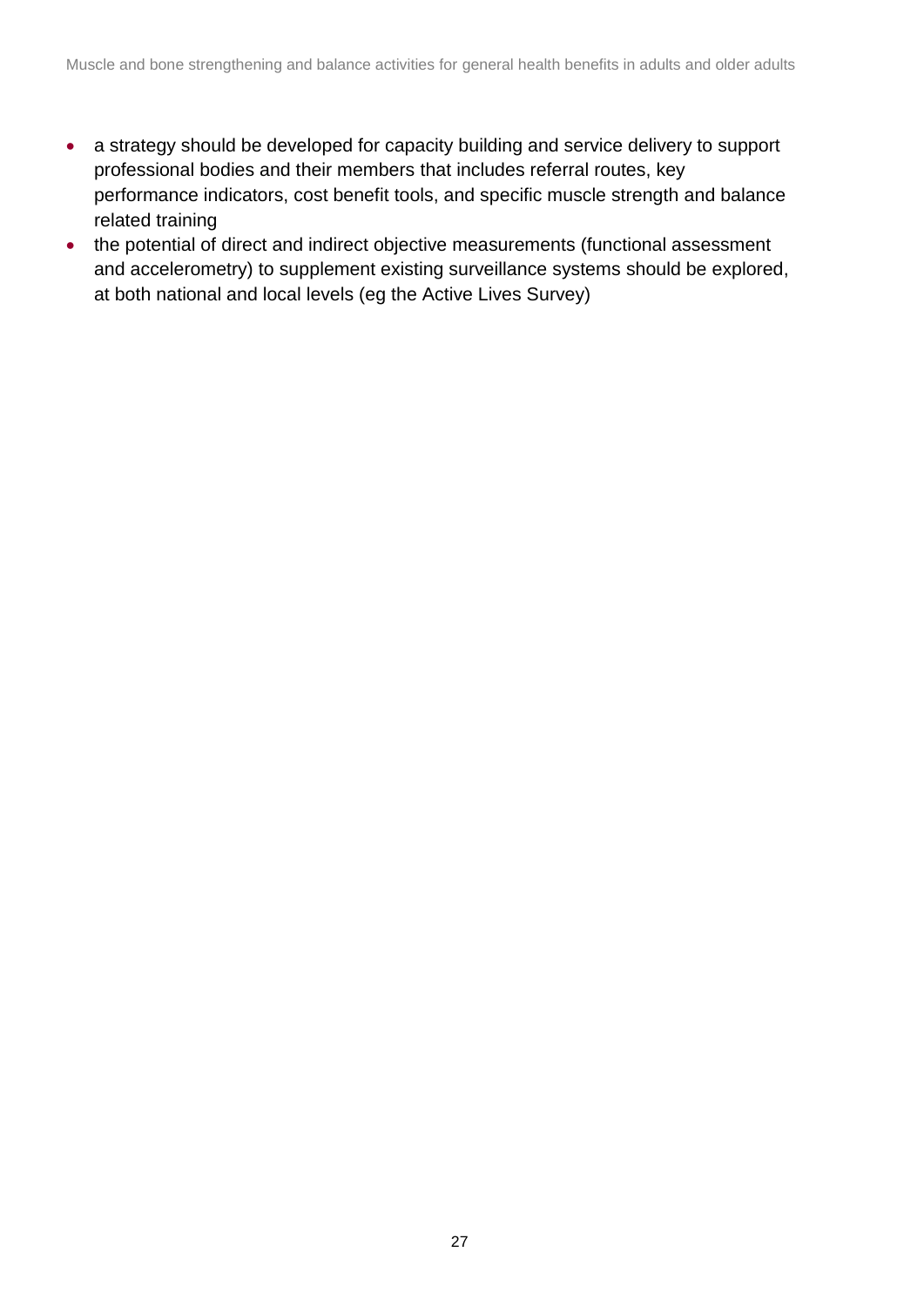- a strategy should be developed for capacity building and service delivery to support professional bodies and their members that includes referral routes, key performance indicators, cost benefit tools, and specific muscle strength and balance related training
- the potential of direct and indirect objective measurements (functional assessment and accelerometry) to supplement existing surveillance systems should be explored, at both national and local levels (eg the Active Lives Survey)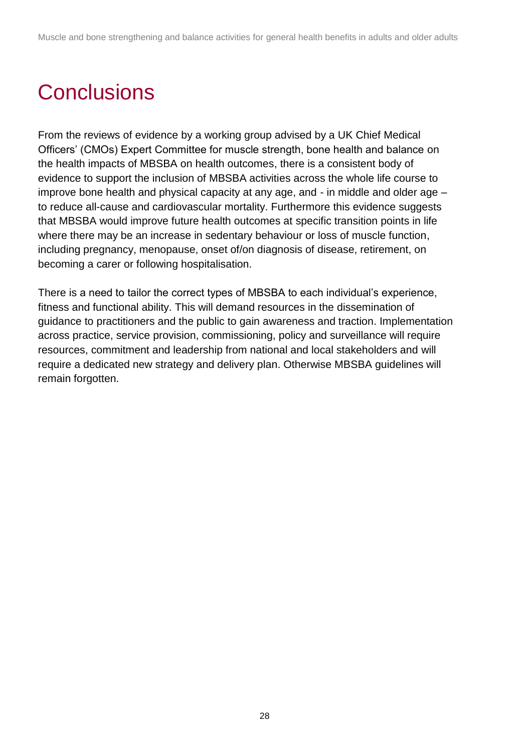# Conclusions

From the reviews of evidence by a working group advised by a UK Chief Medical Officers' (CMOs) Expert Committee for muscle strength, bone health and balance on the health impacts of MBSBA on health outcomes, there is a consistent body of evidence to support the inclusion of MBSBA activities across the whole life course to improve bone health and physical capacity at any age, and - in middle and older age – to reduce all-cause and cardiovascular mortality. Furthermore this evidence suggests that MBSBA would improve future health outcomes at specific transition points in life where there may be an increase in sedentary behaviour or loss of muscle function, including pregnancy, menopause, onset of/on diagnosis of disease, retirement, on becoming a carer or following hospitalisation.

There is a need to tailor the correct types of MBSBA to each individual's experience, fitness and functional ability. This will demand resources in the dissemination of guidance to practitioners and the public to gain awareness and traction. Implementation across practice, service provision, commissioning, policy and surveillance will require resources, commitment and leadership from national and local stakeholders and will require a dedicated new strategy and delivery plan. Otherwise MBSBA guidelines will remain forgotten.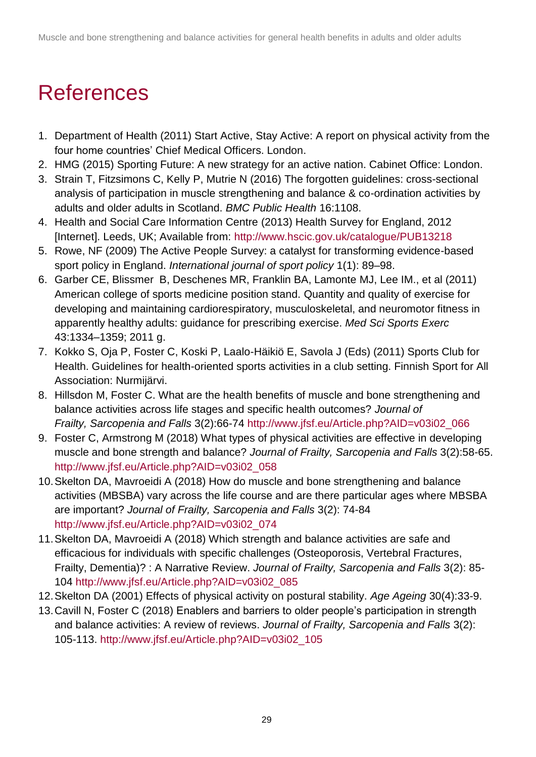# References

1. Department of Health (2011) Start Active, Stay Active: A report on physical activity from the four home countries' Chief Medical Officers. London.
2. HMG (2015) Sporting Future: A new strategy for an active nation. Cabinet Office: London.
3. Strain T, Fitzsimons C, Kelly P, Mutrie N (2016) The forgotten guidelines: cross-sectional analysis of participation in muscle strengthening and balance & co-ordination activities by adults and older adults in Scotland. *BMC Public Health* 16:1108.
4. Health and Social Care Information Centre (2013) Health Survey for England, 2012 [Internet]. Leeds, UK; Available from: http://www.hscic.gov.uk/catalogue/PUB13218
5. Rowe, NF (2009) The Active People Survey: a catalyst for transforming evidence-based sport policy in England. *International journal of sport policy* 1(1): 89–98.
6. Garber CE, Blissmer B, Deschenes MR, Franklin BA, Lamonte MJ, Lee IM., et al (2011) American college of sports medicine position stand. Quantity and quality of exercise for developing and maintaining cardiorespiratory, musculoskeletal, and neuromotor fitness in apparently healthy adults: guidance for prescribing exercise. *Med Sci Sports Exerc* 43:1334–1359; 2011 g.
7. Kokko S, Oja P, Foster C, Koski P, Laalo-Häikiö E, Savola J (Eds) (2011) Sports Club for Health. Guidelines for health-oriented sports activities in a club setting. Finnish Sport for All Association: Nurmijärvi.
8. Hillsdon M, Foster C. What are the health benefits of muscle and bone strengthening and balance activities across life stages and specific health outcomes? *Journal of Frailty, Sarcopenia and Falls* 3(2):66-74 http://www.jfsf.eu/Article.php?AID=v03i02_066
9. Foster C, Armstrong M (2018) What types of physical activities are effective in developing muscle and bone strength and balance? *Journal of Frailty, Sarcopenia and Falls* 3(2):58-65. http://www.jfsf.eu/Article.php?AID=v03i02_058
10. Skelton DA, Mavroeidi A (2018) How do muscle and bone strengthening and balance activities (MBSBA) vary across the life course and are there particular ages where MBSBA are important? *Journal of Frailty, Sarcopenia and Falls* 3(2): 74-84 http://www.jfsf.eu/Article.php?AID=v03i02_074
11. Skelton DA, Mavroeidi A (2018) Which strength and balance activities are safe and efficacious for individuals with specific challenges (Osteoporosis, Vertebral Fractures, Frailty, Dementia)? : A Narrative Review. *Journal of Frailty, Sarcopenia and Falls* 3(2): 85-104 http://www.jfsf.eu/Article.php?AID=v03i02_085
12. Skelton DA (2001) Effects of physical activity on postural stability. *Age Ageing* 30(4):33-9.
13. Cavill N, Foster C (2018) Enablers and barriers to older people's participation in strength and balance activities: A review of reviews. *Journal of Frailty, Sarcopenia and Falls* 3(2): 105-113. http://www.jfsf.eu/Article.php?AID=v03i02_105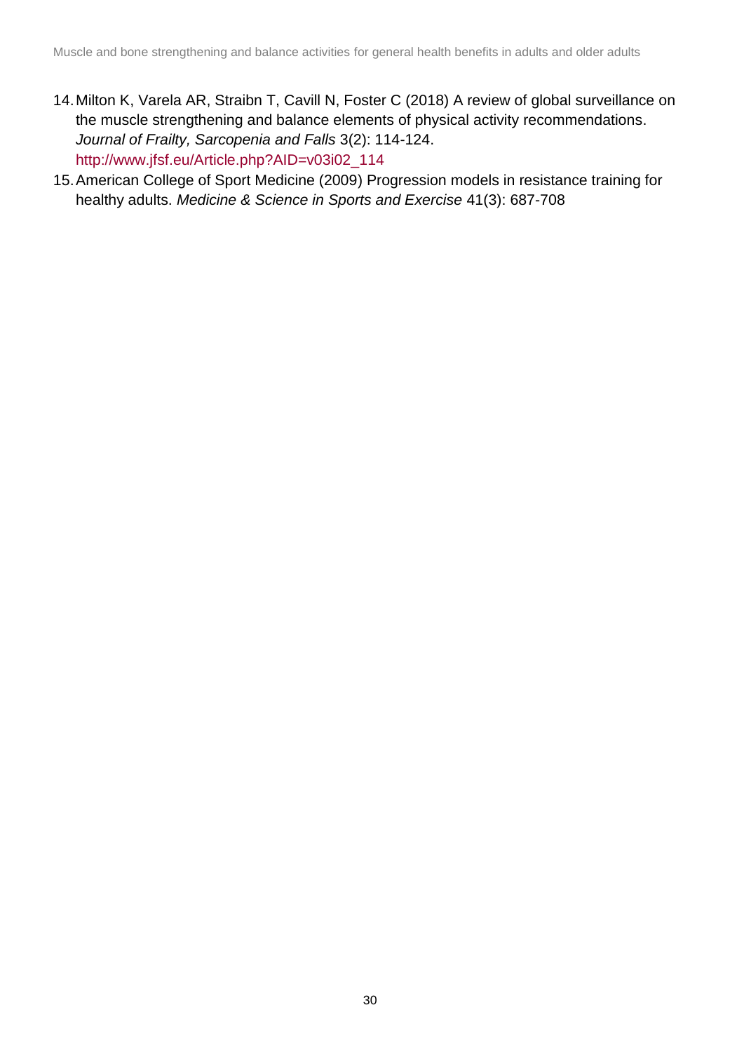14. Milton K, Varela AR, Straibn T, Cavill N, Foster C (2018) A review of global surveillance on the muscle strengthening and balance elements of physical activity recommendations. *Journal of Frailty, Sarcopenia and Falls* 3(2): 114-124. http://www.jfsf.eu/Article.php?AID=v03i02_114
15. American College of Sport Medicine (2009) Progression models in resistance training for healthy adults. *Medicine & Science in Sports and Exercise* 41(3): 687-708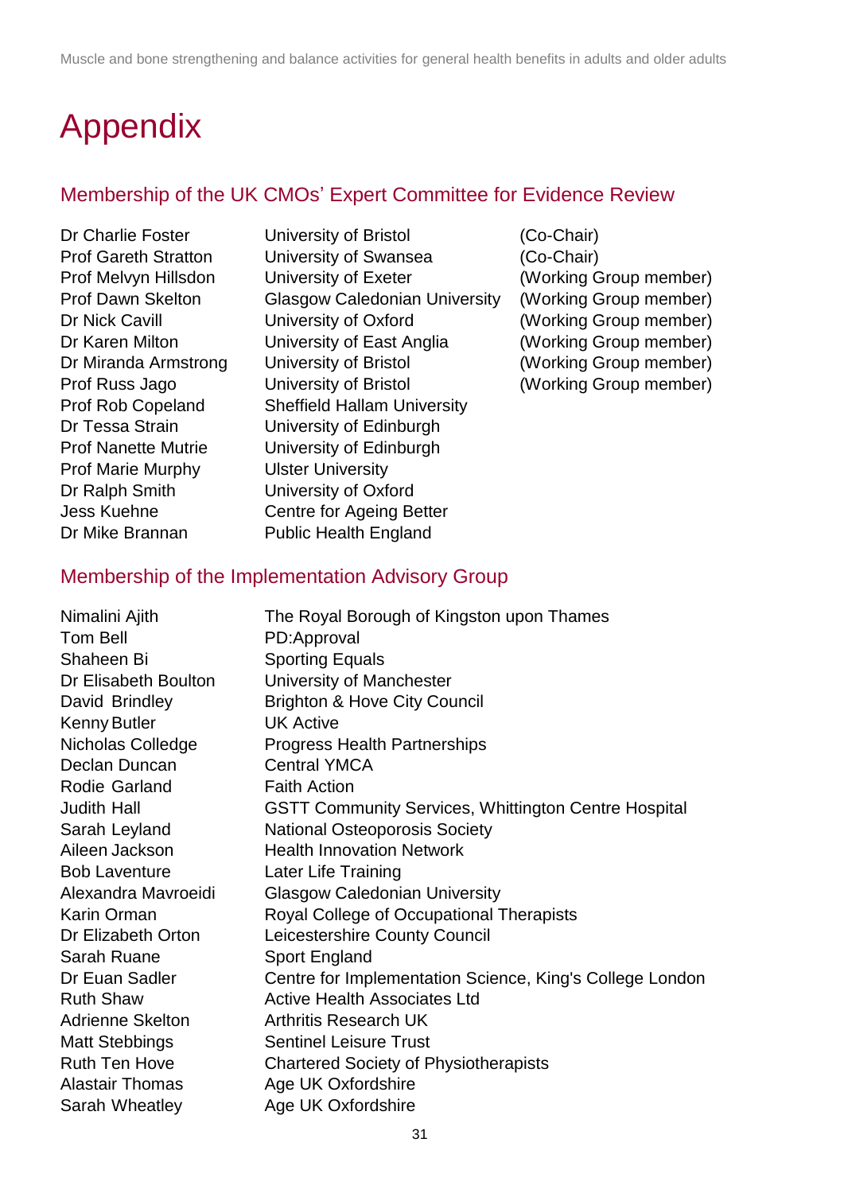# Appendix

## Membership of the UK CMOs' Expert Committee for Evidence Review

| | | |
|---|---|---|
| Dr Charlie Foster | University of Bristol | (Co-Chair) |
| Prof Gareth Stratton | University of Swansea | (Co-Chair) |
| Prof Melvyn Hillsdon | University of Exeter | (Working Group member) |
| Prof Dawn Skelton | Glasgow Caledonian University | (Working Group member) |
| Dr Nick Cavill | University of Oxford | (Working Group member) |
| Dr Karen Milton | University of East Anglia | (Working Group member) |
| Dr Miranda Armstrong | University of Bristol | (Working Group member) |
| Prof Russ Jago | University of Bristol | (Working Group member) |
| Prof Rob Copeland | Sheffield Hallam University | |
| Dr Tessa Strain | University of Edinburgh | |
| Prof Nanette Mutrie | University of Edinburgh | |
| Prof Marie Murphy | Ulster University | |
| Dr Ralph Smith | University of Oxford | |
| Jess Kuehne | Centre for Ageing Better | |
| Dr Mike Brannan | Public Health England | |

## Membership of the Implementation Advisory Group

| | |
|---|---|
| Nimalini Ajith | The Royal Borough of Kingston upon Thames |
| Tom Bell | PD:Approval |
| Shaheen Bi | Sporting Equals |
| Dr Elisabeth Boulton | University of Manchester |
| David Brindley | Brighton & Hove City Council |
| Kenny Butler | UK Active |
| Nicholas Colledge | Progress Health Partnerships |
| Declan Duncan | Central YMCA |
| Rodie Garland | Faith Action |
| Judith Hall | GSTT Community Services, Whittington Centre Hospital |
| Sarah Leyland | National Osteoporosis Society |
| Aileen Jackson | Health Innovation Network |
| Bob Laventure | Later Life Training |
| Alexandra Mavroeidi | Glasgow Caledonian University |
| Karin Orman | Royal College of Occupational Therapists |
| Dr Elizabeth Orton | Leicestershire County Council |
| Sarah Ruane | Sport England |
| Dr Euan Sadler | Centre for Implementation Science, King's College London |
| Ruth Shaw | Active Health Associates Ltd |
| Adrienne Skelton | Arthritis Research UK |
| Matt Stebbings | Sentinel Leisure Trust |
| Ruth Ten Hove | Chartered Society of Physiotherapists |
| Alastair Thomas | Age UK Oxfordshire |
| Sarah Wheatley | Age UK Oxfordshire |